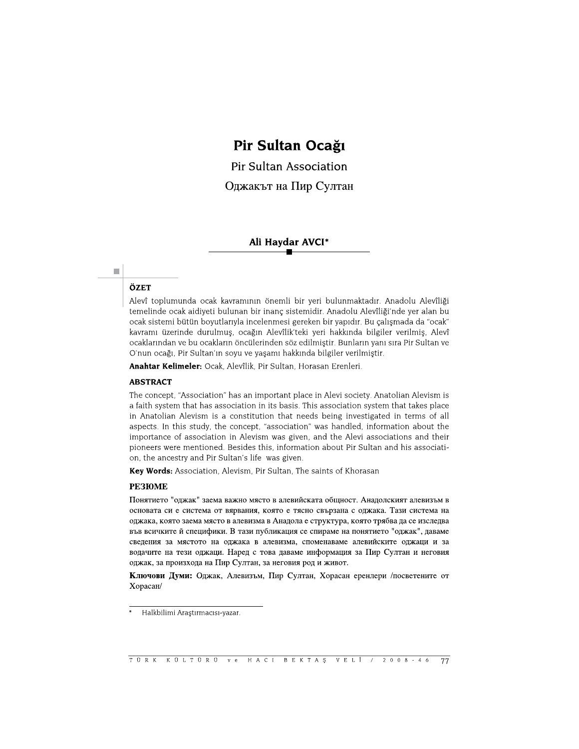# Pir Sultan Ocağı

## Pir Sultan Association

## Оджакът на Пир Султан

**Ali Haydar AVCI***

### ÖZET

Alevî toplumunda ocak kavramının önemli bir yeri bulunmaktadır. Anadolu Alevîliği temelinde ocak aidiyeti bulunan bir inanç sistemidir. Anadolu Alevîliği'nde yer alan bu ocak sistemi bütün boyutlarıyla incelenmesi gereken bir yapıdır. Bu çalışmada da "ocak" kavramı üzerinde durulmuş, ocağın Alevîlik'teki yeri hakkında bilgiler verilmiş, Alevî ocaklarından ve bu ocakların öncülerinden söz edilmiştir. Bunların yanı sıra Pir Sultan ve O'nun ocağı, Pir Sultan'ın soyu ve yaşamı hakkında bilgiler verilmiştir.

**Anahtar Kelimeler:** Ocak, Alevîlik, Pir Sultan, Horasan Erenleri.

### ABSTRACT

The concept, "Association" has an important place in Alevi society. Anatolian Alevism is a faith system that has association in its basis. This association system that takes place in Anatolian Alevism is a constitution that needs being investigated in terms of all aspects. In this study, the concept, "association" was handled, information about the importance of association in Alevism was given, and the Alevi associations and their pioneers were mentioned. Besides this, information about Pir Sultan and his association, the ancestry and Pir Sultan's life was given.

**Key Words:** Association, Alevism, Pir Sultan, The saints of Khorasan

### РЕЗЮМЕ

Понятието "оджак" заема важно място в алевийската общност. Анадолският алевизъм в основата си е система от вярвания, която е тясно свързана с оджака. Тази система на оджака, която заема място в алевизма в Анадола е структура, която трябва да се изследва във всичките й специфики. В тази публикация се спираме на понятието "оджак", даваме сведения за мястото на оджака в алевизма, споменаваме алевийските оджаци и за водачите на тези оджаци. Наред с това даваме информация за Пир Султан и неговия оджак, за произхода на Пир Султан, за неговия род и живот.

**Ключови Думи:** Оджак, Алевизъм, Пир Султан, Хорасан еренлери /посветените от Хорасан/

---

\* Halkbilimi Araştırmacısı-yazar.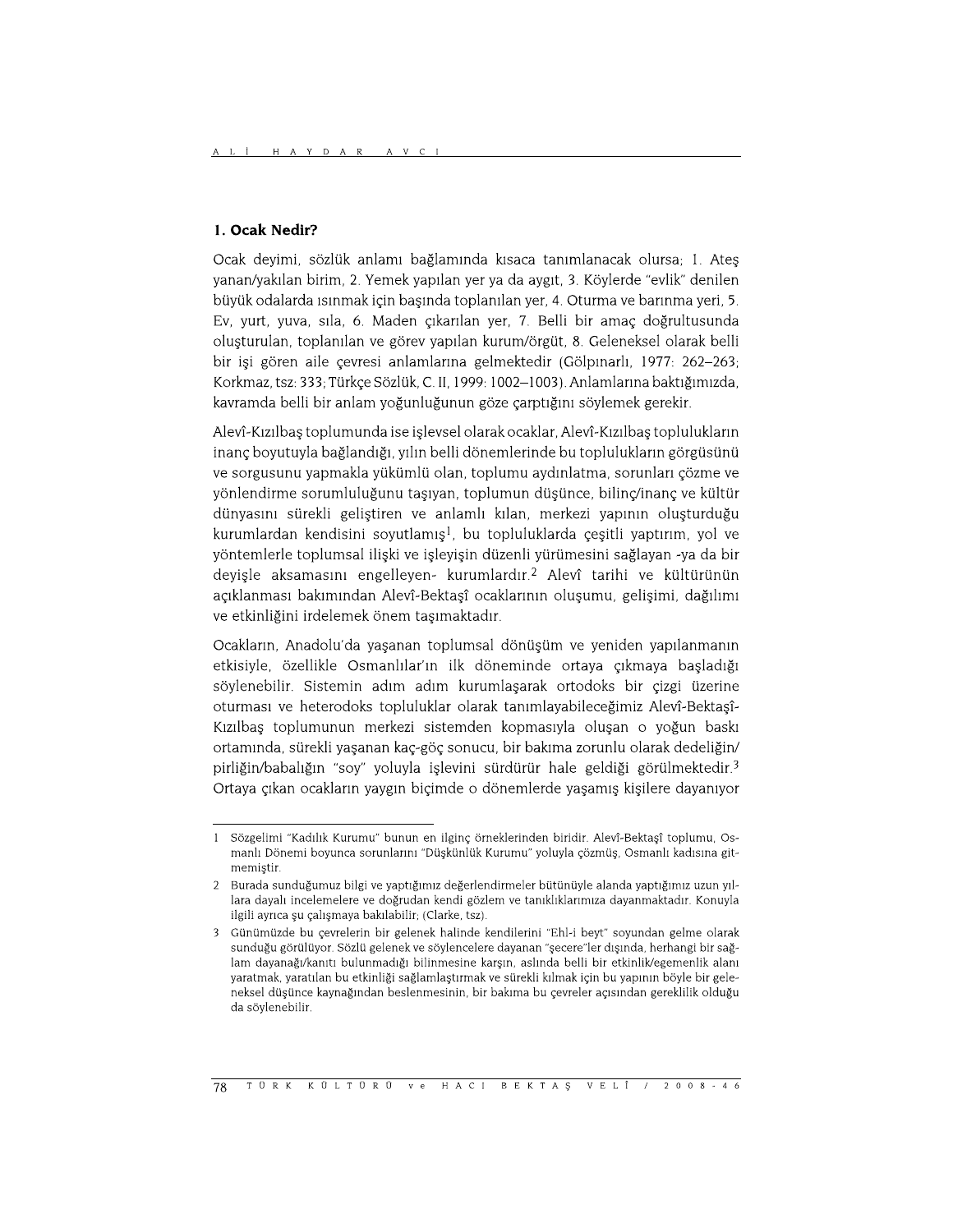## 1. Ocak Nedir?

Ocak deyimi, sözlük anlamı bağlamında kısaca tanımlanacak olursa; 1. Ateş yanan/yakılan birim, 2. Yemek yapılan yer ya da aygıt, 3. Köylerde "evlik" denilen büyük odalarda ısınmak için başında toplanılan yer, 4. Oturma ve barınma yeri, 5. Ev, yurt, yuva, sıla, 6. Maden çıkarılan yer, 7. Belli bir amaç doğrultusunda oluşturulan, toplanılan ve görev yapılan kurum/örgüt, 8. Geleneksel olarak belli bir işi gören aile çevresi anlamlarına gelmektedir (Gölpınarlı, 1977: 262–263; Korkmaz, tsz: 333; Türkçe Sözlük, C. II, 1999: 1002–1003). Anlamlarına baktığımızda, kavramda belli bir anlam yoğunluğunun göze çarptığını söylemek gerekir.

Alevî-Kızılbaş toplumunda ise işlevsel olarak ocaklar, Alevî-Kızılbaş toplulukların inanç boyutuyla bağlandığı, yılın belli dönemlerinde bu toplulukların görgüsünü ve sorgusunu yapmakla yükümlü olan, toplumu aydınlatma, sorunları çözme ve yönlendirme sorumluluğunu taşıyan, toplumun düşünce, bilinç/inanç ve kültür dünyasını sürekli geliştiren ve anlamlı kılan, merkezi yapının oluşturduğu kurumlardan kendisini soyutlamış[1], bu topluluklarda çeşitli yaptırım, yol ve yöntemlerle toplumsal ilişki ve işleyişin düzenli yürümesini sağlayan -ya da bir deyişle aksamasını engelleyen- kurumlardır.[2] Alevî tarihi ve kültürünün açıklanması bakımından Alevî-Bektaşî ocaklarının oluşumu, gelişimi, dağılımı ve etkinliğini irdelemek önem taşımaktadır.

Ocakların, Anadolu'da yaşanan toplumsal dönüşüm ve yeniden yapılanmanın etkisiyle, özellikle Osmanlılar'ın ilk döneminde ortaya çıkmaya başladığı söylenebilir. Sistemin adım adım kurumlaşarak ortodoks bir çizgi üzerine oturması ve heterodoks topluluklar olarak tanımlayabileceğimiz Alevî-Bektaşî-Kızılbaş toplumunun merkezi sistemden kopmasıyla oluşan o yoğun baskı ortamında, sürekli yaşanan kaç-göç sonucu, bir bakıma zorunlu olarak dedeliğin/pirliğin/babalığın "soy" yoluyla işlevini sürdürür hale geldiği görülmektedir.[3] Ortaya çıkan ocakların yaygın biçimde o dönemlerde yaşamış kişilere dayanıyor

---

1 Sözgelimi "Kadılık Kurumu" bunun en ilginç örneklerinden biridir. Alevî-Bektaşî toplumu, Osmanlı Dönemi boyunca sorunlarını "Düşkünlük Kurumu" yoluyla çözmüş, Osmanlı kadısına gitmemiştir.

2 Burada sunduğumuz bilgi ve yaptığımız değerlendirmeler bütünüyle alanda yaptığımız uzun yıllara dayalı incelemelere ve doğrudan kendi gözlem ve tanıklıklarımıza dayanmaktadır. Konuyla ilgili ayrıca şu çalışmaya bakılabilir; (Clarke, tsz).

3 Günümüzde bu çevrelerin bir gelenek halinde kendilerini "Ehl-i beyt" soyundan gelme olarak sunduğu görülüyor. Sözlü gelenek ve söylencelere dayanan "şecere"ler dışında, herhangi bir sağlam dayanağı/kanıtı bulunmadığı bilinmesine karşın, aslında belli bir etkinlik/egemenlik alanı yaratmak, yaratılan bu etkinliği sağlamlaştırmak ve sürekli kılmak için bu yapının böyle bir geleneksel düşünce kaynağından beslenmesinin, bir bakıma bu çevreler açısından gereklilik olduğu da söylenebilir.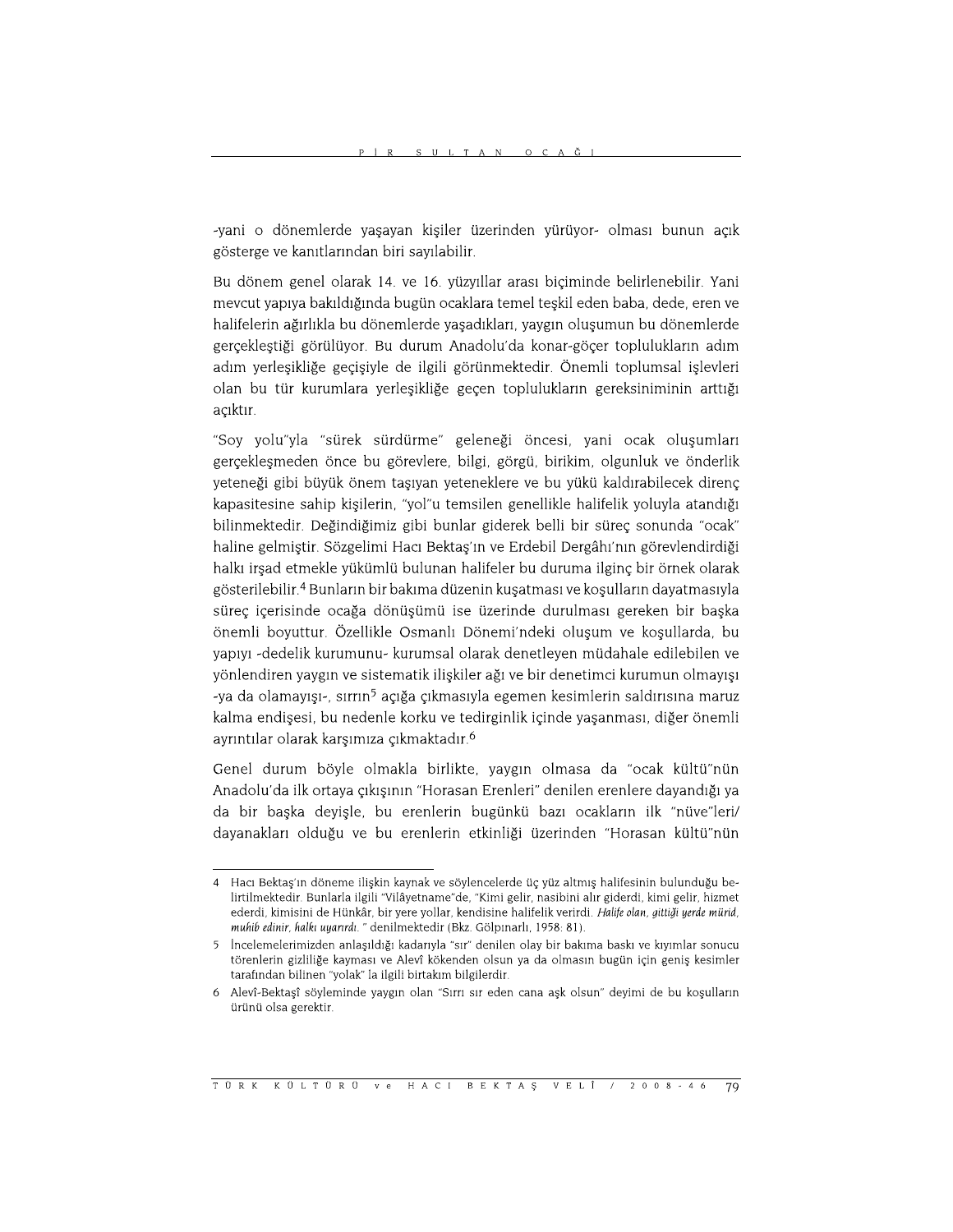-yani o dönemlerde yaşayan kişiler üzerinden yürüyor- olması bunun açık gösterge ve kanıtlarından biri sayılabilir.

Bu dönem genel olarak 14. ve 16. yüzyıllar arası biçiminde belirlenebilir. Yani mevcut yapıya bakıldığında bugün ocaklara temel teşkil eden baba, dede, eren ve halifelerin ağırlıkla bu dönemlerde yaşadıkları, yaygın oluşumun bu dönemlerde gerçekleştiği görülüyor. Bu durum Anadolu'da konar-göçer toplulukların adım adım yerleşikliğe geçişiyle de ilgili görünmektedir. Önemli toplumsal işlevleri olan bu tür kurumlara yerleşikliğe geçen toplulukların gereksiniminin arttığı açıktır.

"Soy yolu"yla "sürek sürdürme" geleneği öncesi, yani ocak oluşumları gerçekleşmeden önce bu görevlere, bilgi, görgü, birikim, olgunluk ve önderlik yeteneği gibi büyük önem taşıyan yeteneklere ve bu yükü kaldırabilecek direnç kapasitesine sahip kişilerin, "yol"u temsilen genellikle halifelik yoluyla atandığı bilinmektedir. Değindiğimiz gibi bunlar giderek belli bir süreç sonunda "ocak" haline gelmiştir. Sözgelimi Hacı Bektaş'ın ve Erdebil Dergâhı'nın görevlendirdiği halkı irşad etmekle yükümlü bulunan halifeler bu duruma ilginç bir örnek olarak gösterilebilir.[4] Bunların bir bakıma düzenin kuşatması ve koşulların dayatmasıyla süreç içerisinde ocağa dönüşümü ise üzerinde durulması gereken bir başka önemli boyuttur. Özellikle Osmanlı Dönemi'ndeki oluşum ve koşullarda, bu yapıyı -dedelik kurumunu- kurumsal olarak denetleyen müdahale edilebilen ve yönlendiren yaygın ve sistematik ilişkiler ağı ve bir denetimci kurumun olmayışı -ya da olamayışı-, sırrın[5] açığa çıkmasıyla egemen kesimlerin saldırısına maruz kalma endişesi, bu nedenle korku ve tedirginlik içinde yaşanması, diğer önemli ayrıntılar olarak karşımıza çıkmaktadır.[6]

Genel durum böyle olmakla birlikte, yaygın olmasa da "ocak kültü"nün Anadolu'da ilk ortaya çıkışının "Horasan Erenleri" denilen erenlere dayandığı ya da bir başka deyişle, bu erenlerin bugünkü bazı ocakların ilk "nüve"leri/ dayanakları olduğu ve bu erenlerin etkinliği üzerinden "Horasan kültü"nün

---

4 Hacı Bektaş'ın döneme ilişkin kaynak ve söylencelerde üç yüz altmış halifesinin bulunduğu belirtilmektedir. Bunlarla ilgili "Vilâyetname"de, "Kimi gelir, nasibini alır giderdi, kimi gelir, hizmet ederdi, kimisini de Hünkâr, bir yere yollar, kendisine halifelik verirdi. *Halife olan, gittiği yerde mürid, muhib edinir, halkı uyarırdı.* " denilmektedir (Bkz. Gölpınarlı, 1958: 81).

5 İncelemelerimizden anlaşıldığı kadarıyla "sır" denilen olay bir bakıma baskı ve kıyımlar sonucu törenlerin gizliliğe kayması ve Alevî kökenden olsun ya da olmasın bugün için geniş kesimler tarafından bilinen "yolak" la ilgili birtakım bilgilerdir.

6 Alevî-Bektaşî söyleminde yaygın olan "Sırrı sır eden cana aşk olsun" deyimi de bu koşulların ürünü olsa gerektir.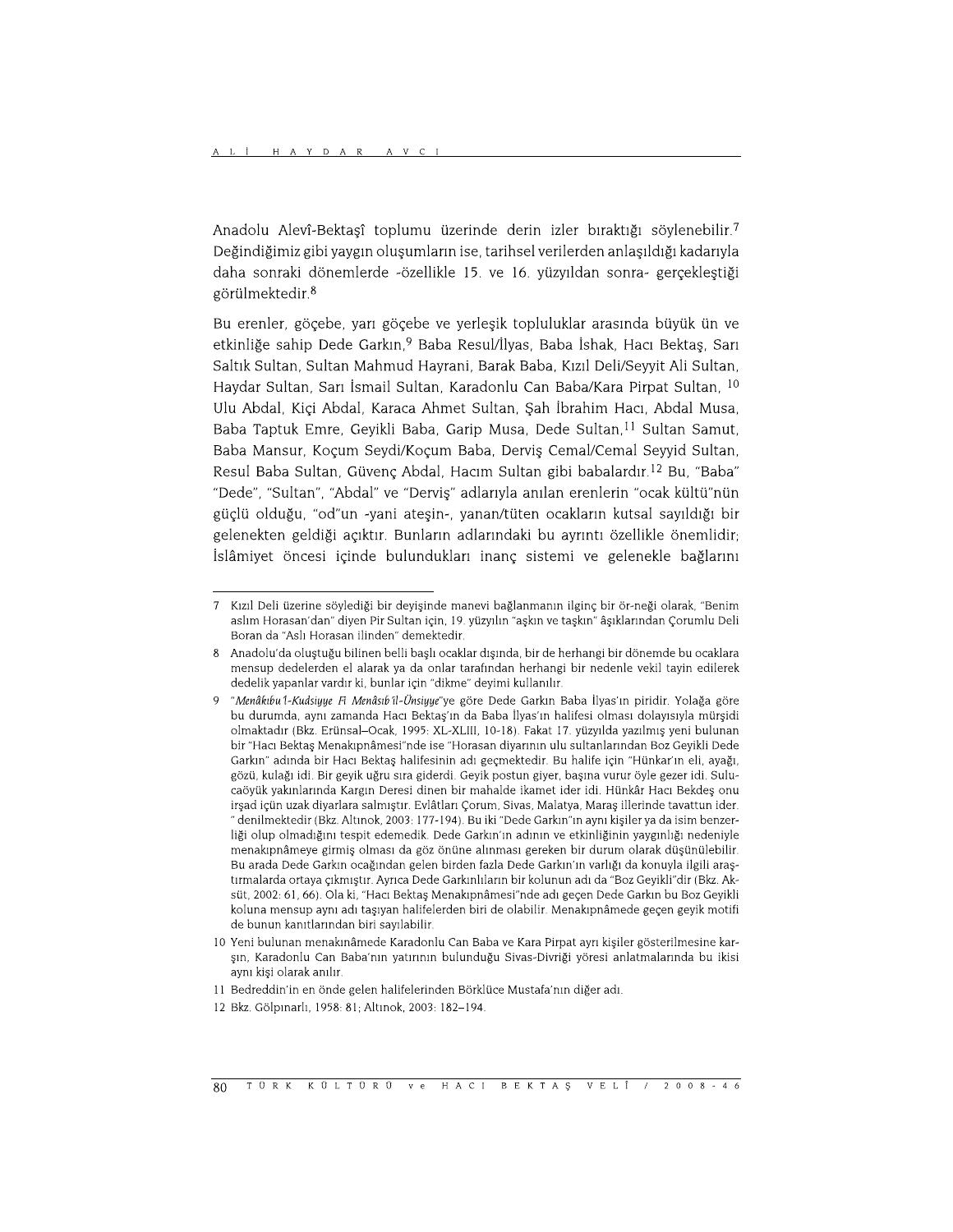Anadolu Alevî-Bektaşî toplumu üzerinde derin izler bıraktığı söylenebilir.[7] Değindiğimiz gibi yaygın oluşumların ise, tarihsel verilerden anlaşıldığı kadarıyla daha sonraki dönemlerde -özellikle 15. ve 16. yüzyıldan sonra- gerçekleştiği görülmektedir.[8]

Bu erenler, göçebe, yarı göçebe ve yerleşik topluluklar arasında büyük ün ve etkinliğe sahip Dede Garkın,[9] Baba Resul/İlyas, Baba İshak, Hacı Bektaş, Sarı Saltık Sultan, Sultan Mahmud Hayrani, Barak Baba, Kızıl Deli/Seyyit Ali Sultan, Haydar Sultan, Sarı İsmail Sultan, Karadonlu Can Baba/Kara Pirpat Sultan, [10] Ulu Abdal, Kiçi Abdal, Karaca Ahmet Sultan, Şah İbrahim Hacı, Abdal Musa, Baba Taptuk Emre, Geyikli Baba, Garip Musa, Dede Sultan,[11] Sultan Samut, Baba Mansur, Koçum Seydi/Koçum Baba, Derviş Cemal/Cemal Seyyid Sultan, Resul Baba Sultan, Güvenç Abdal, Hacım Sultan gibi babalardır.[12] Bu, "Baba" "Dede", "Sultan", "Abdal" ve "Derviş" adlarıyla anılan erenlerin "ocak kültü"nün güçlü olduğu, "od"un -yani ateşin-, yanan/tüten ocakların kutsal sayıldığı bir gelenekten geldiği açıktır. Bunların adlarındaki bu ayrıntı özellikle önemlidir; İslâmiyet öncesi içinde bulundukları inanç sistemi ve gelenekle bağlarını

---

7 Kızıl Deli üzerine söylediği bir deyişinde manevi bağlanmanın ilginç bir ör-neği olarak, "Benim aslım Horasan'dan" diyen Pir Sultan için, 19. yüzyılın "aşkın ve taşkın" âşıklarından Çorumlu Deli Boran da "Aslı Horasan ilinden" demektedir.

8 Anadolu'da oluştuğu bilinen belli başlı ocaklar dışında, bir de herhangi bir dönemde bu ocaklara mensup dedelerden el alarak ya da onlar tarafından herhangi bir nedenle vekil tayin edilerek dedelik yapanlar vardır ki, bunlar için "dikme" deyimi kullanılır.

9 "*Menâkıbu'l-Kudsiyye Fi Menâsıb'il-Ünsiyye*"ye göre Dede Garkın Baba İlyas'ın piridir. Yolağa göre bu durumda, aynı zamanda Hacı Bektaş'ın da Baba İlyas'ın halifesi olması dolayısıyla mürşidi olmaktadır (Bkz. Erünsal–Ocak, 1995: XL-XLIII, 10-18). Fakat 17. yüzyılda yazılmış yeni bulunan bir "Hacı Bektaş Menakıpnâmesi"nde ise "Horasan diyarının ulu sultanlarından Boz Geyikli Dede Garkın" adında bir Hacı Bektaş halifesinin adı geçmektedir. Bu halife için "Hünkar'ın eli, ayağı, gözü, kulağı idi. Bir geyik uğru sıra giderdi. Geyik postun giyer, başına vurur öyle gezer idi. Sulucaöyük yakınlarında Kargın Deresi dinen bir mahalde ikamet ider idi. Hünkâr Hacı Bekdeş onu irşad içün uzak diyarlara salmıştır. Evlâtları Çorum, Sivas, Malatya, Maraş illerinde tavattun ider. " denilmektedir (Bkz. Altınok, 2003: 177-194). Bu iki "Dede Garkın"ın aynı kişiler ya da isim benzerliği olup olmadığını tespit edemedik. Dede Garkın'ın adının ve etkinliğinin yaygınlığı nedeniyle menakıpnâmeye girmiş olması da göz önüne alınması gereken bir durum olarak düşünülebilir. Bu arada Dede Garkın ocağından gelen birden fazla Dede Garkın'ın varlığı da konuyla ilgili araştırmalarda ortaya çıkmıştır. Ayrıca Dede Garkınlıların bir kolunun adı da "Boz Geyikli"dir (Bkz. Aksüt, 2002: 61, 66). Ola ki, "Hacı Bektaş Menakıpnâmesi"nde adı geçen Dede Garkın bu Boz Geyikli koluna mensup aynı adı taşıyan halifelerden biri de olabilir. Menakıpnâmede geçen geyik motifi de bunun kanıtlarından biri sayılabilir.

10 Yeni bulunan menakınâmede Karadonlu Can Baba ve Kara Pirpat ayrı kişiler gösterilmesine karşın, Karadonlu Can Baba'nın yatırının bulunduğu Sivas-Divriği yöresi anlatmalarında bu ikisi aynı kişi olarak anılır.

11 Bedreddin'in en önde gelen halifelerinden Börklüce Mustafa'nın diğer adı.

12 Bkz. Gölpınarlı, 1958: 81; Altınok, 2003: 182–194.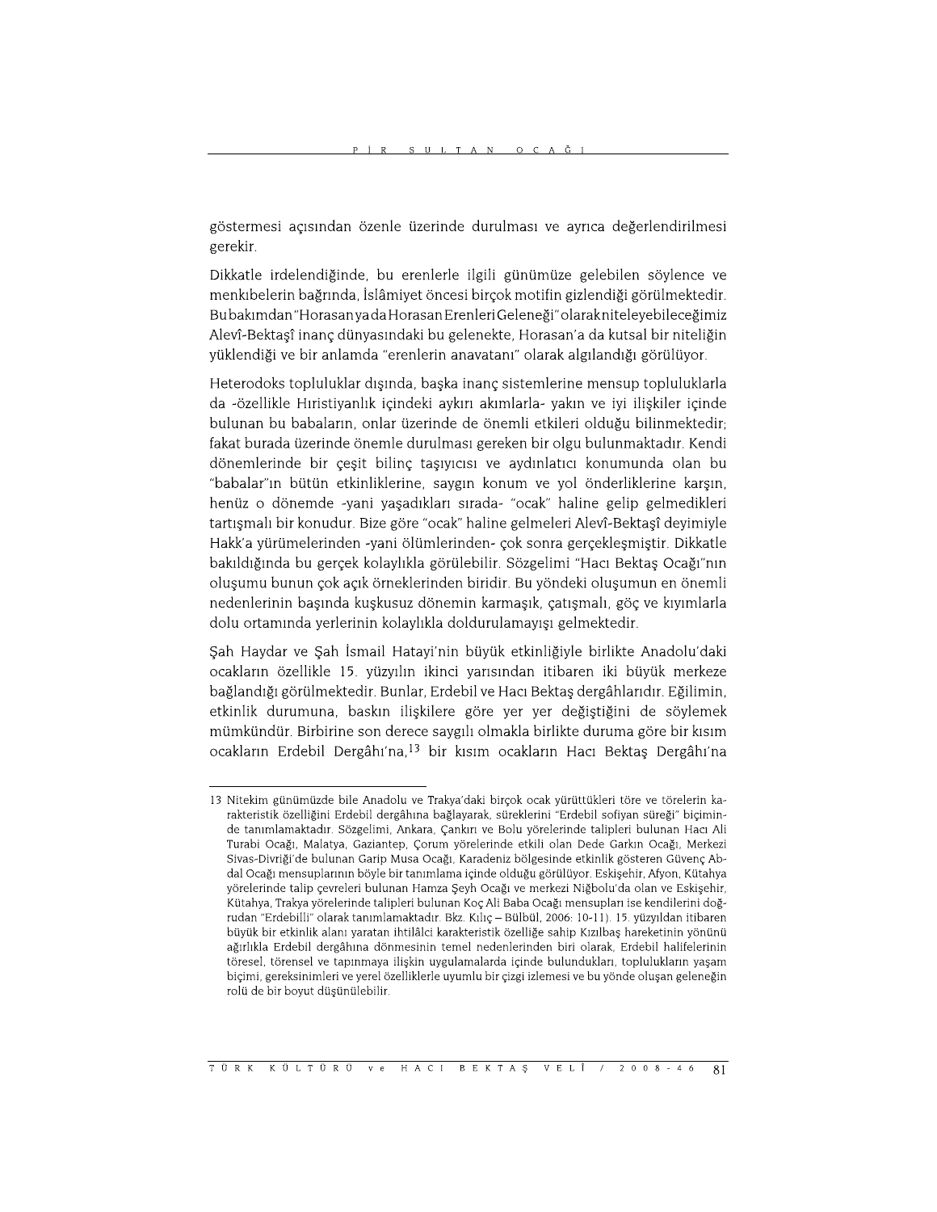göstermesi açısından özenle üzerinde durulması ve ayrıca değerlendirilmesi gerekir.

Dikkatle irdelendiğinde, bu erenlerle ilgili günümüze gelebilen söylence ve menkıbelerin bağrında, İslâmiyet öncesi birçok motifin gizlendiği görülmektedir. Bu bakımdan "Horasan ya da Horasan Erenleri Geleneği" olarak niteleyebileceğimiz Alevî-Bektaşî inanç dünyasındaki bu gelenekte, Horasan'a da kutsal bir niteliğin yüklendiği ve bir anlamda "erenlerin anavatanı" olarak algılandığı görülüyor.

Heterodoks topluluklar dışında, başka inanç sistemlerine mensup topluluklarla da -özellikle Hıristiyanlık içindeki aykırı akımlarla- yakın ve iyi ilişkiler içinde bulunan bu babaların, onlar üzerinde de önemli etkileri olduğu bilinmektedir; fakat burada üzerinde önemle durulması gereken bir olgu bulunmaktadır. Kendi dönemlerinde bir çeşit bilinç taşıyıcısı ve aydınlatıcı konumunda olan bu "babalar"ın bütün etkinliklerine, saygın konum ve yol önderliklerine karşın, henüz o dönemde -yani yaşadıkları sırada- "ocak" haline gelip gelmedikleri tartışmalı bir konudur. Bize göre "ocak" haline gelmeleri Alevî-Bektaşî deyimiyle Hakk'a yürümelerinden -yani ölümlerinden- çok sonra gerçekleşmiştir. Dikkatle bakıldığında bu gerçek kolaylıkla görülebilir. Sözgelimi "Hacı Bektaş Ocağı"nın oluşumu bunun çok açık örneklerinden biridir. Bu yöndeki oluşumun en önemli nedenlerinin başında kuşkusuz dönemin karmaşık, çatışmalı, göç ve kıyımlarla dolu ortamında yerlerinin kolaylıkla doldurulamayışı gelmektedir.

Şah Haydar ve Şah İsmail Hatayi'nin büyük etkinliğiyle birlikte Anadolu'daki ocakların özellikle 15. yüzyılın ikinci yarısından itibaren iki büyük merkeze bağlandığı görülmektedir. Bunlar, Erdebil ve Hacı Bektaş dergâhlarıdır. Eğilimin, etkinlik durumuna, baskın ilişkilere göre yer yer değiştiğini de söylemek mümkündür. Birbirine son derece saygılı olmakla birlikte duruma göre bir kısım ocakların Erdebil Dergâhı'na,[13] bir kısım ocakların Hacı Bektaş Dergâhı'na

---

13 Nitekim günümüzde bile Anadolu ve Trakya'daki birçok ocak yürüttükleri töre ve törelerin karakteristik özelliğini Erdebil dergâhına bağlayarak, süreklerini "Erdebil sofiyan süreği" biçiminde tanımlamaktadır. Sözgelimi, Ankara, Çankırı ve Bolu yörelerinde talipleri bulunan Hacı Ali Turabi Ocağı, Malatya, Gaziantep, Çorum yörelerinde etkili olan Dede Garkın Ocağı, Merkezi Sivas-Divriği'de bulunan Garip Musa Ocağı, Karadeniz bölgesinde etkinlik gösteren Güvenç Abdal Ocağı mensuplarının böyle bir tanımlama içinde olduğu görülüyor. Eskişehir, Afyon, Kütahya yörelerinde talip çevreleri bulunan Hamza Şeyh Ocağı ve merkezi Niğbolu'da olan ve Eskişehir, Kütahya, Trakya yörelerinde talipleri bulunan Koç Ali Baba Ocağı mensupları ise kendilerini doğrudan "Erdebilli" olarak tanımlamaktadır. Bkz. Kılıç – Bülbül, 2006: 10-11). 15. yüzyıldan itibaren büyük bir etkinlik alanı yaratan ihtilâlci karakteristik özelliğe sahip Kızılbaş hareketinin yönünü ağırlıkla Erdebil dergâhına dönmesinin temel nedenlerinden biri olarak, Erdebil halifelerinin töresel, törensel ve tapınmaya ilişkin uygulamalarda içinde bulundukları, toplulukların yaşam biçimi, gereksinimleri ve yerel özelliklerle uyumlu bir çizgi izlemesi ve bu yönde oluşan geleneğin rolü de bir boyut düşünülebilir.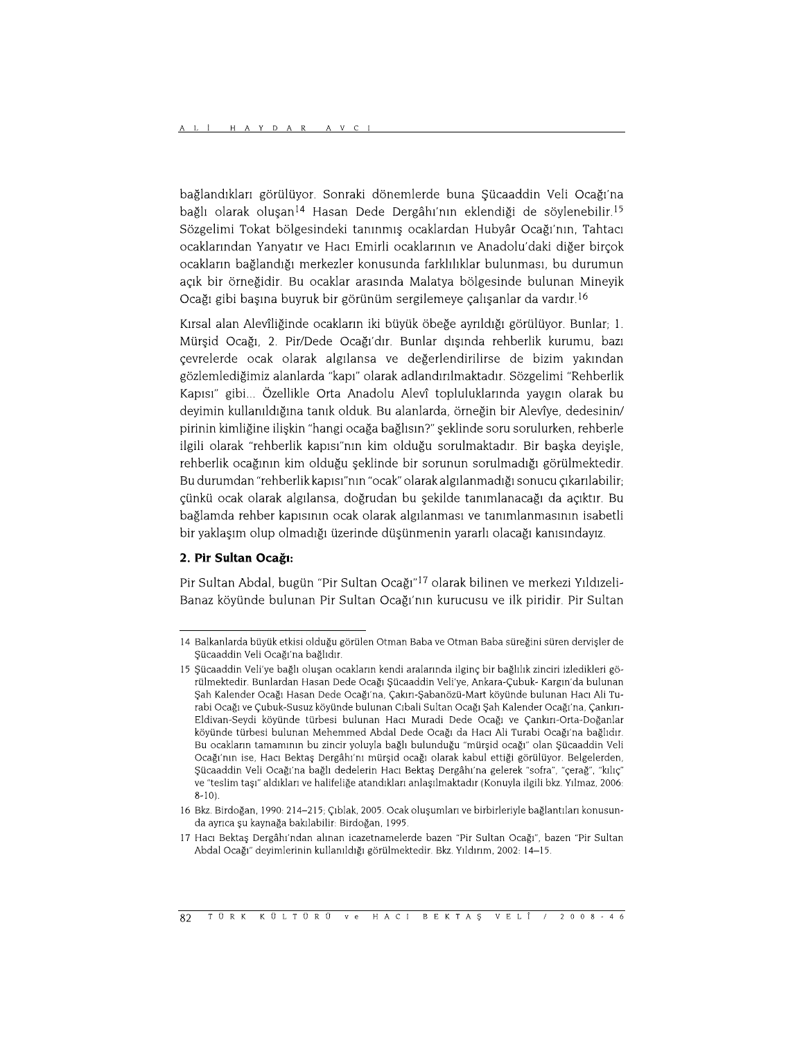bağlandıkları görülüyor. Sonraki dönemlerde buna Şücaaddin Veli Ocağı'na bağlı olarak oluşan[14] Hasan Dede Dergâhı'nın eklendiği de söylenebilir.[15] Sözgelimi Tokat bölgesindeki tanınmış ocaklardan Hubyâr Ocağı'nın, Tahtacı ocaklarından Yanyatır ve Hacı Emirli ocaklarının ve Anadolu'daki diğer birçok ocakların bağlandığı merkezler konusunda farklılıklar bulunması, bu durumun açık bir örneğidir. Bu ocaklar arasında Malatya bölgesinde bulunan Mineyik Ocağı gibi başına buyruk bir görünüm sergilemeye çalışanlar da vardır.[16]

Kırsal alan Alevîliğinde ocakların iki büyük öbeğe ayrıldığı görülüyor. Bunlar; 1. Mürşid Ocağı, 2. Pir/Dede Ocağı'dır. Bunlar dışında rehberlik kurumu, bazı çevrelerde ocak olarak algılansa ve değerlendirilirse de bizim yakından gözlemlediğimiz alanlarda "kapı" olarak adlandırılmaktadır. Sözgelimi "Rehberlik Kapısı" gibi... Özellikle Orta Anadolu Alevî topluluklarında yaygın olarak bu deyimin kullanıldığına tanık olduk. Bu alanlarda, örneğin bir Alevîye, dedesinin/pirinin kimliğine ilişkin "hangi ocağa bağlısın?" şeklinde soru sorulurken, rehberle ilgili olarak "rehberlik kapısı"nın kim olduğu sorulmaktadır. Bir başka deyişle, rehberlik ocağının kim olduğu şeklinde bir sorunun sorulmadığı görülmektedir. Bu durumdan "rehberlik kapısı"nın "ocak" olarak algılanmadığı sonucu çıkarılabilir; çünkü ocak olarak algılansa, doğrudan bu şekilde tanımlanacağı da açıktır. Bu bağlamda rehber kapısının ocak olarak algılanması ve tanımlanmasının isabetli bir yaklaşım olup olmadığı üzerinde düşünmenin yararlı olacağı kanısındayız.

### 2. Pir Sultan Ocağı:

Pir Sultan Abdal, bugün "Pir Sultan Ocağı"[17] olarak bilinen ve merkezi Yıldızeli-Banaz köyünde bulunan Pir Sultan Ocağı'nın kurucusu ve ilk piridir. Pir Sultan

---

14 Balkanlarda büyük etkisi olduğu görülen Otman Baba ve Otman Baba süreğini süren dervişler de Şücaaddin Veli Ocağı'na bağlıdır.

15 Şücaaddin Veli'ye bağlı oluşan ocakların kendi aralarında ilginç bir bağlılık zinciri izledikleri görülmektedir. Bunlardan Hasan Dede Ocağı Şücaaddin Veli'ye, Ankara-Çubuk- Kargın'da bulunan Şah Kalender Ocağı Hasan Dede Ocağı'na, Çakırı-Şabanözü-Mart köyünde bulunan Hacı Ali Turabi Ocağı ve Çubuk-Susuz köyünde bulunan Cıbali Sultan Ocağı Şah Kalender Ocağı'na, Çankırı-Eldivan-Seydi köyünde türbesi bulunan Hacı Muradi Dede Ocağı ve Çankırı-Orta-Doğanlar köyünde türbesi bulunan Mehemmed Abdal Dede Ocağı da Hacı Ali Turabi Ocağı'na bağlıdır. Bu ocakların tamamının bu zincir yoluyla bağlı bulunduğu "mürşid ocağı" olan Şücaaddin Veli Ocağı'nın ise, Hacı Bektaş Dergâhı'nı mürşid ocağı olarak kabul ettiği görülüyor. Belgelerden, Şücaaddin Veli Ocağı'na bağlı dedelerin Hacı Bektaş Dergâhı'na gelerek "sofra", "çerağ", "kılıç" ve "teslim taşı" aldıkları ve halifeliğe atandıkları anlaşılmaktadır (Konuyla ilgili bkz. Yılmaz, 2006: 8-10).

16 Bkz. Birdoğan, 1990: 214–215; Çıblak, 2005. Ocak oluşumları ve birbirleriyle bağlantıları konusunda ayrıca şu kaynağa bakılabilir: Birdoğan, 1995.

17 Hacı Bektaş Dergâhı'ndan alınan icazetnamelerde bazen "Pir Sultan Ocağı", bazen "Pir Sultan Abdal Ocağı" deyimlerinin kullanıldığı görülmektedir. Bkz. Yıldırım, 2002: 14–15.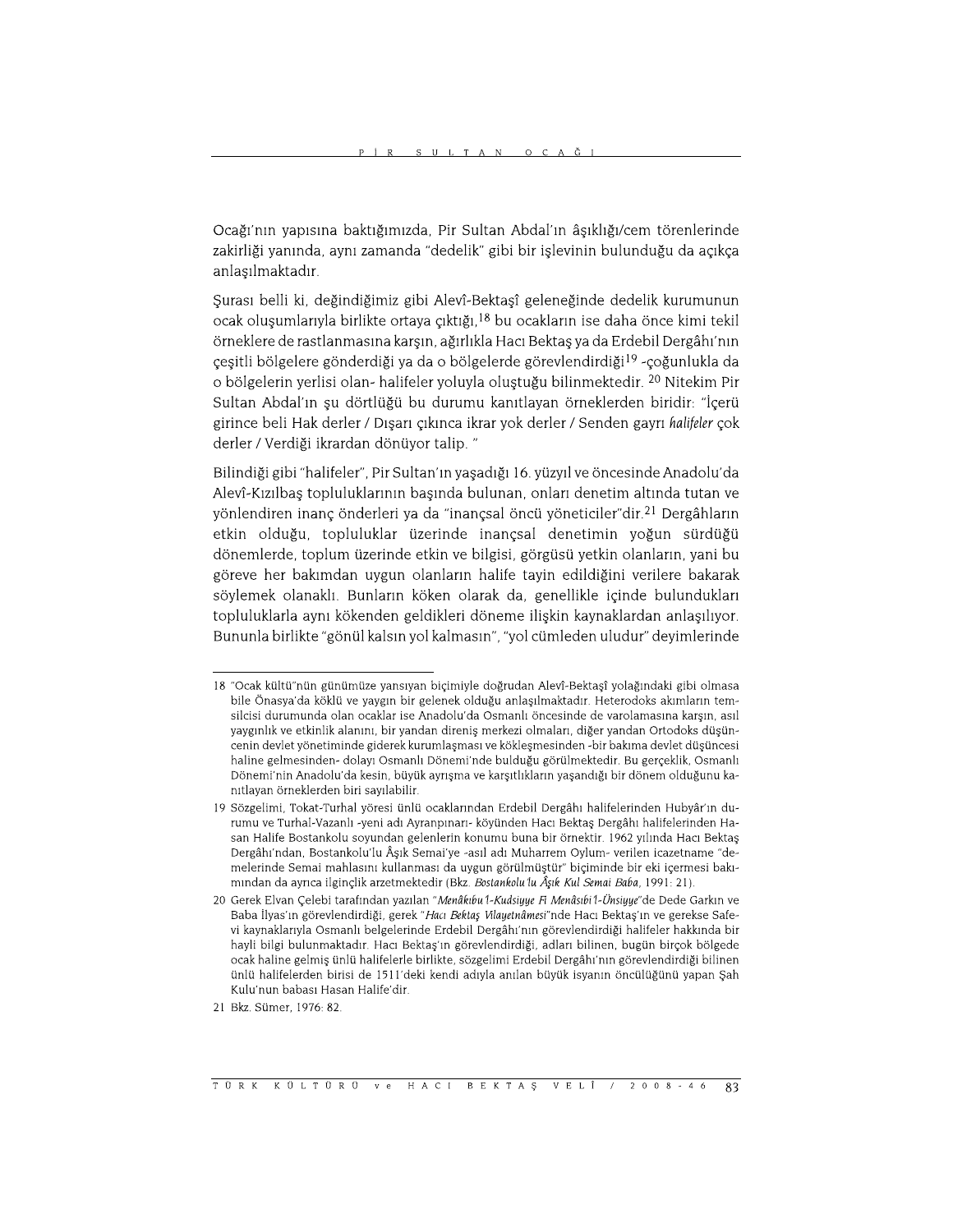Ocağı'nın yapısına baktığımızda, Pir Sultan Abdal'ın âşıklığı/cem törenlerinde zakirliği yanında, aynı zamanda "dedelik" gibi bir işlevinin bulunduğu da açıkça anlaşılmaktadır.

Şurası belli ki, değindiğimiz gibi Alevî-Bektaşî geleneğinde dedelik kurumunun ocak oluşumlarıyla birlikte ortaya çıktığı,[18] bu ocakların ise daha önce kimi tekil örneklere de rastlanmasına karşın, ağırlıkla Hacı Bektaş ya da Erdebil Dergâhı'nın çeşitli bölgelere gönderdiği ya da o bölgelerde görevlendirdiği[19] -çoğunlukla da o bölgelerin yerlisi olan- halifeler yoluyla oluştuğu bilinmektedir. [20] Nitekim Pir Sultan Abdal'ın şu dörtlüğü bu durumu kanıtlayan örneklerden biridir: "İçerü girince beli Hak derler / Dışarı çıkınca ikrar yok derler / Senden gayrı *halifeler* çok derler / Verdiği ikrardan dönüyor talip. "

Bilindiği gibi "halifeler", Pir Sultan'ın yaşadığı 16. yüzyıl ve öncesinde Anadolu'da Alevî-Kızılbaş topluluklarının başında bulunan, onları denetim altında tutan ve yönlendiren inanç önderleri ya da "inançsal öncü yöneticiler"dir.[21] Dergâhların etkin olduğu, topluluklar üzerinde inançsal denetimin yoğun sürdüğü dönemlerde, toplum üzerinde etkin ve bilgisi, görgüsü yetkin olanların, yani bu göreve her bakımdan uygun olanların halife tayin edildiğini verilere bakarak söylemek olanaklı. Bunların köken olarak da, genellikle içinde bulundukları topluluklarla aynı kökenden geldikleri döneme ilişkin kaynaklardan anlaşılıyor. Bununla birlikte "gönül kalsın yol kalmasın", "yol cümleden uludur" deyimlerinde

---

18 "Ocak kültü"nün günümüze yansıyan biçimiyle doğrudan Alevî-Bektaşî yolağındaki gibi olmasa bile Önasya'da köklü ve yaygın bir gelenek olduğu anlaşılmaktadır. Heterodoks akımların temsilcisi durumunda olan ocaklar ise Anadolu'da Osmanlı öncesinde de varolamasına karşın, asıl yaygınlık ve etkinlik alanını, bir yandan direniş merkezi olmaları, diğer yandan Ortodoks düşüncenin devlet yönetiminde giderek kurumlaşması ve kökleşmesinden -bir bakıma devlet düşüncesi haline gelmesinden- dolayı Osmanlı Dönemi'nde bulduğu görülmektedir. Bu gerçeklik, Osmanlı Dönemi'nin Anadolu'da kesin, büyük ayrışma ve karşıtlıkların yaşandığı bir dönem olduğunu kanıtlayan örneklerden biri sayılabilir.

19 Sözgelimi, Tokat-Turhal yöresi ünlü ocaklarından Erdebil Dergâhı halifelerinden Hubyâr'ın durumu ve Turhal-Vazanlı -yeni adı Ayranpınarı- köyünden Hacı Bektaş Dergâhı halifelerinden Hasan Halife Bostankolu soyundan gelenlerin konumu buna bir örnektir. 1962 yılında Hacı Bektaş Dergâhı'ndan, Bostankolu'lu Âşık Semai'ye -asıl adı Muharrem Oylum- verilen icazetname "demelerinde Semai mahlasını kullanması da uygun görülmüştür" biçiminde bir eki içermesi bakımından da ayrıca ilginçlik arzetmektedir (Bkz. *Bostankolu'lu Âşık Kul Semai Baba*, 1991: 21).

20 Gerek Elvan Çelebi tarafından yazılan "*Menâkıbu'l-Kudsiyye Fi Menâsıbi'l-Ünsiyye*"de Dede Garkın ve Baba İlyas'ın görevlendirdiği, gerek "*Hacı Bektaş Vilayetnâmesi*"nde Hacı Bektaş'ın ve gerekse Safevi kaynaklarıyla Osmanlı belgelerinde Erdebil Dergâhı'nın görevlendirdiği halifeler hakkında bir hayli bilgi bulunmaktadır. Hacı Bektaş'ın görevlendirdiği, adları bilinen, bugün birçok bölgede ocak haline gelmiş ünlü halifelerle birlikte, sözgelimi Erdebil Dergâhı'nın görevlendirdiği bilinen ünlü halifelerden birisi de 1511'deki kendi adıyla anılan büyük isyanın öncülüğünü yapan Şah Kulu'nun babası Hasan Halife'dir.

21 Bkz. Sümer, 1976: 82.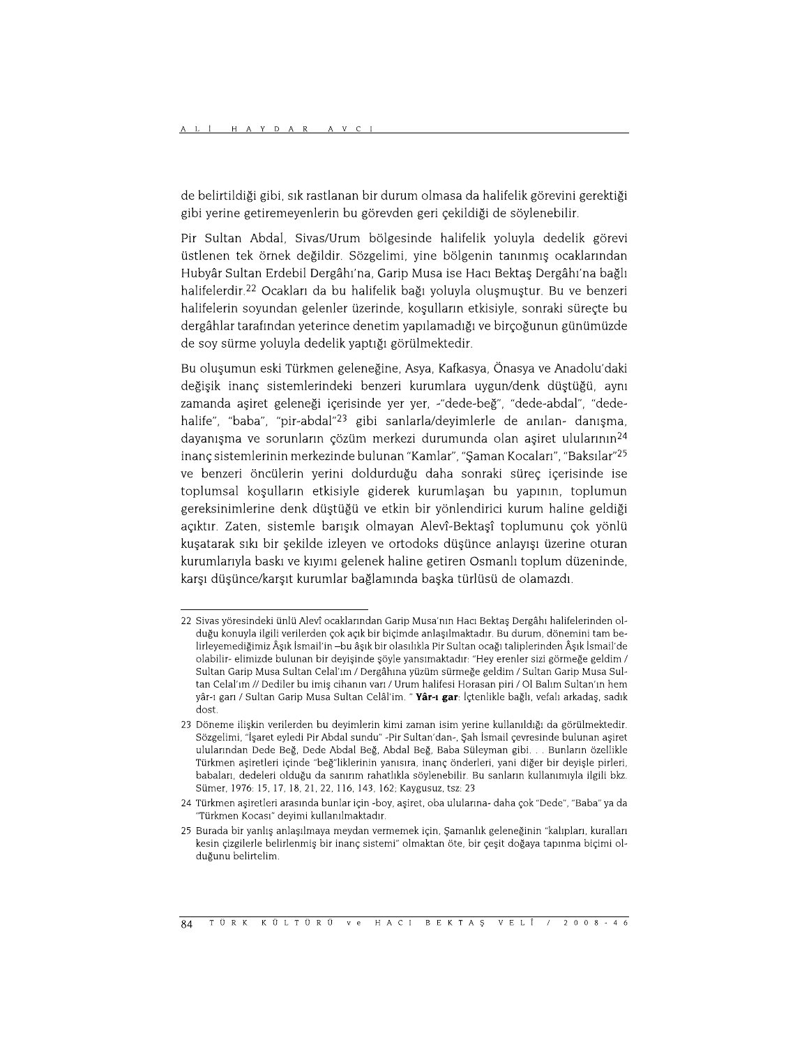de belirtildiği gibi, sık rastlanan bir durum olmasa da halifelik görevini gerektiği gibi yerine getiremeyenlerin bu görevden geri çekildiği de söylenebilir.

Pir Sultan Abdal, Sivas/Urum bölgesinde halifelik yoluyla dedelik görevi üstlenen tek örnek değildir. Sözgelimi, yine bölgenin tanınmış ocaklarından Hubyâr Sultan Erdebil Dergâhı'na, Garip Musa ise Hacı Bektaş Dergâhı'na bağlı halifelerdir.[22] Ocakları da bu halifelik bağı yoluyla oluşmuştur. Bu ve benzeri halifelerin soyundan gelenler üzerinde, koşulların etkisiyle, sonraki süreçte bu dergâhlar tarafından yeterince denetim yapılamadığı ve birçoğunun günümüzde de soy sürme yoluyla dedelik yaptığı görülmektedir.

Bu oluşumun eski Türkmen geleneğine, Asya, Kafkasya, Önasya ve Anadolu'daki değişik inanç sistemlerindeki benzeri kurumlara uygun/denk düştüğü, aynı zamanda aşiret geleneği içerisinde yer yer, -"dede-beğ", "dede-abdal", "dede-halife", "baba", "pir-abdal"[23] gibi sanlarla/deyimlerle de anılan- danışma, dayanışma ve sorunların çözüm merkezi durumunda olan aşiret ulularının[24] inanç sistemlerinin merkezinde bulunan "Kamlar", "Şaman Kocaları", "Baksılar"[25] ve benzeri öncülerin yerini doldurduğu daha sonraki süreç içerisinde ise toplumsal koşulların etkisiyle giderek kurumlaşan bu yapının, toplumun gereksinimlerine denk düştüğü ve etkin bir yönlendirici kurum haline geldiği açıktır. Zaten, sistemle barışık olmayan Alevî-Bektaşî toplumunu çok yönlü kuşatarak sıkı bir şekilde izleyen ve ortodoks düşünce anlayışı üzerine oturan kurumlarıyla baskı ve kıyımı gelenek haline getiren Osmanlı toplum düzeninde, karşı düşünce/karşıt kurumlar bağlamında başka türlüsü de olamazdı.

---

22 Sivas yöresindeki ünlü Alevî ocaklarından Garip Musa'nın Hacı Bektaş Dergâhı halifelerinden olduğu konuyla ilgili verilerden çok açık bir biçimde anlaşılmaktadır. Bu durum, dönemini tam belirleyemediğimiz Âşık İsmail'in –bu âşık bir olasılıkla Pir Sultan ocağı taliplerinden Âşık İsmail'de olabilir- elimizde bulunan bir deyişinde şöyle yansımaktadır: "Hey erenler sizi görmeğe geldim / Sultan Garip Musa Sultan Celal'ım / Dergâhına yüzüm sürmeğe geldim / Sultan Garip Musa Sultan Celal'ım // Dediler bu imiş cihanın varı / Urum halifesi Horasan piri / Ol Balım Sultan'ın hem yâr-ı garı / Sultan Garip Musa Sultan Celâl'im. " **Yâr-ı gar**: İçtenlikle bağlı, vefalı arkadaş, sadık dost.

23 Döneme ilişkin verilerden bu deyimlerin kimi zaman isim yerine kullanıldığı da görülmektedir. Sözgelimi, "İşaret eyledi Pir Abdal sundu" -Pir Sultan'dan-, Şah İsmail çevresinde bulunan aşiret ulularından Dede Beğ, Dede Abdal Beğ, Abdal Beğ, Baba Süleyman gibi. . . Bunların özellikle Türkmen aşiretleri içinde "beğ"liklerinin yanısıra, inanç önderleri, yani diğer bir deyişle pirleri, babaları, dedeleri olduğu da sanırım rahatlıkla söylenebilir. Bu sanların kullanımıyla ilgili bkz. Sümer, 1976: 15, 17, 18, 21, 22, 116, 143, 162; Kaygusuz, tsz: 23

24 Türkmen aşiretleri arasında bunlar için -boy, aşiret, oba ulularına- daha çok "Dede", "Baba" ya da "Türkmen Kocası" deyimi kullanılmaktadır.

25 Burada bir yanlış anlaşılmaya meydan vermemek için, Şamanlık geleneğinin "kalıpları, kuralları kesin çizgilerle belirlenmiş bir inanç sistemi" olmaktan öte, bir çeşit doğaya tapınma biçimi olduğunu belirtelim.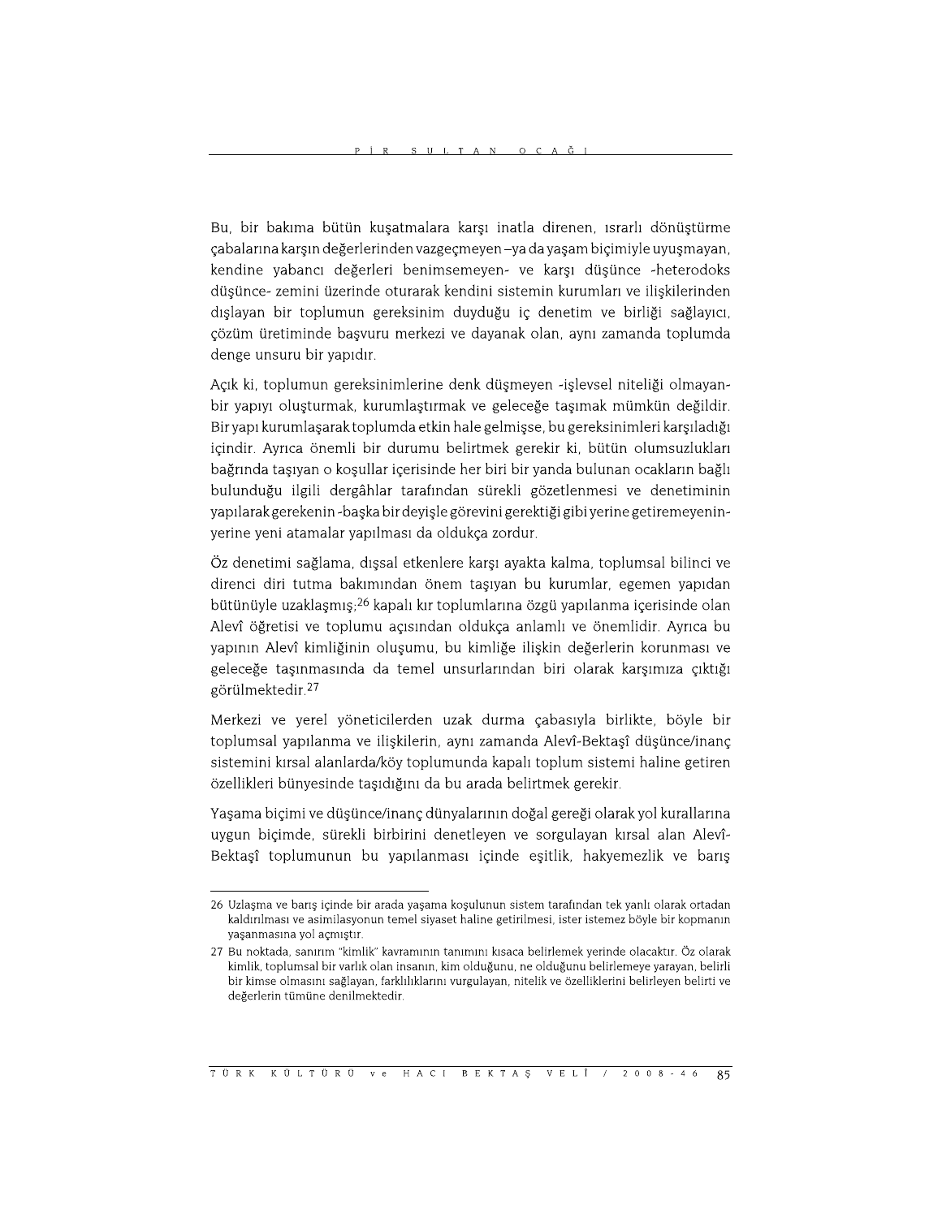Bu, bir bakıma bütün kuşatmalara karşı inatla direnen, ısrarlı dönüştürme çabalarına karşın değerlerinden vazgeçmeyen –ya da yaşam biçimiyle uyuşmayan, kendine yabancı değerleri benimsemeyen- ve karşı düşünce -heterodoks düşünce- zemini üzerinde oturarak kendini sistemin kurumları ve ilişkilerinden dışlayan bir toplumun gereksinim duyduğu iç denetim ve birliği sağlayıcı, çözüm üretiminde başvuru merkezi ve dayanak olan, aynı zamanda toplumda denge unsuru bir yapıdır.

Açık ki, toplumun gereksinimlerine denk düşmeyen -işlevsel niteliği olmayan- bir yapıyı oluşturmak, kurumlaştırmak ve geleceğe taşımak mümkün değildir. Bir yapı kurumlaşarak toplumda etkin hale gelmişse, bu gereksinimleri karşıladığı içindir. Ayrıca önemli bir durumu belirtmek gerekir ki, bütün olumsuzlukları bağrında taşıyan o koşullar içerisinde her biri bir yanda bulunan ocakların bağlı bulunduğu ilgili dergâhlar tarafından sürekli gözetlenmesi ve denetiminin yapılarak gerekenin -başka bir deyişle görevini gerektiği gibi yerine getiremeyenin- yerine yeni atamalar yapılması da oldukça zordur.

Öz denetimi sağlama, dışsal etkenlere karşı ayakta kalma, toplumsal bilinci ve direnci diri tutma bakımından önem taşıyan bu kurumlar, egemen yapıdan bütünüyle uzaklaşmış;[26] kapalı kır toplumlarına özgü yapılanma içerisinde olan Alevî öğretisi ve toplumu açısından oldukça anlamlı ve önemlidir. Ayrıca bu yapının Alevî kimliğinin oluşumu, bu kimliğe ilişkin değerlerin korunması ve geleceğe taşınmasında da temel unsurlarından biri olarak karşımıza çıktığı görülmektedir.[27]

Merkezi ve yerel yöneticilerden uzak durma çabasıyla birlikte, böyle bir toplumsal yapılanma ve ilişkilerin, aynı zamanda Alevî-Bektaşî düşünce/inanç sistemini kırsal alanlarda/köy toplumunda kapalı toplum sistemi haline getiren özellikleri bünyesinde taşıdığını da bu arada belirtmek gerekir.

Yaşama biçimi ve düşünce/inanç dünyalarının doğal gereği olarak yol kurallarına uygun biçimde, sürekli birbirini denetleyen ve sorgulayan kırsal alan Alevî-Bektaşî toplumunun bu yapılanması içinde eşitlik, hakyemezlik ve barış

---

26 Uzlaşma ve barış içinde bir arada yaşama koşulunun sistem tarafından tek yanlı olarak ortadan kaldırılması ve asimilasyonun temel siyaset haline getirilmesi, ister istemez böyle bir kopmanın yaşanmasına yol açmıştır.

27 Bu noktada, sanırım "kimlik" kavramının tanımını kısaca belirlemek yerinde olacaktır. Öz olarak kimlik, toplumsal bir varlık olan insanın, kim olduğunu, ne olduğunu belirlemeye yarayan, belirli bir kimse olmasını sağlayan, farklılıklarını vurgulayan, nitelik ve özelliklerini belirleyen belirti ve değerlerin tümüne denilmektedir.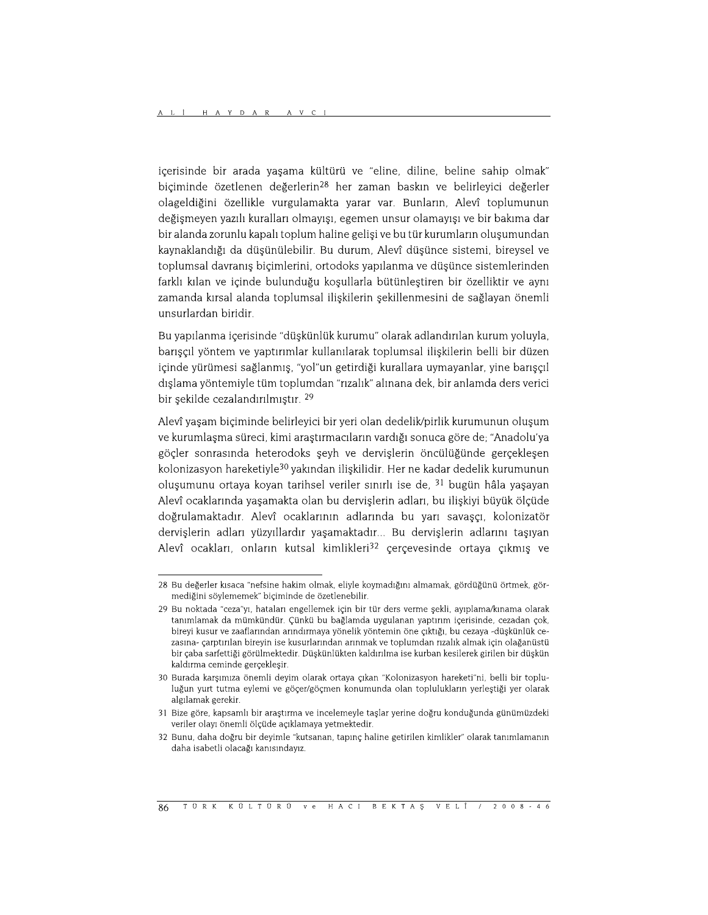içerisinde bir arada yaşama kültürü ve "eline, diline, beline sahip olmak" biçiminde özetlenen değerlerin[28] her zaman baskın ve belirleyici değerler olageldiğini özellikle vurgulamakta yarar var. Bunların, Alevî toplumunun değişmeyen yazılı kuralları olmayışı, egemen unsur olamayışı ve bir bakıma dar bir alanda zorunlu kapalı toplum haline gelişi ve bu tür kurumların oluşumundan kaynaklandığı da düşünülebilir. Bu durum, Alevî düşünce sistemi, bireysel ve toplumsal davranış biçimlerini, ortodoks yapılanma ve düşünce sistemlerinden farklı kılan ve içinde bulunduğu koşullarla bütünleştiren bir özelliktir ve aynı zamanda kırsal alanda toplumsal ilişkilerin şekillenmesini de sağlayan önemli unsurlardan biridir.

Bu yapılanma içerisinde "düşkünlük kurumu" olarak adlandırılan kurum yoluyla, barışçıl yöntem ve yaptırımlar kullanılarak toplumsal ilişkilerin belli bir düzen içinde yürümesi sağlanmış, "yol"un getirdiği kurallara uymayanlar, yine barışçıl dışlama yöntemiyle tüm toplumdan "rızalık" alınana dek, bir anlamda ders verici bir şekilde cezalandırılmıştır. [29]

Alevî yaşam biçiminde belirleyici bir yeri olan dedelik/pirlik kurumunun oluşum ve kurumlaşma süreci, kimi araştırmacıların vardığı sonuca göre de; "Anadolu'ya göçler sonrasında heterodoks şeyh ve dervişlerin öncülüğünde gerçekleşen kolonizasyon hareketiyle[30] yakından ilişkilidir. Her ne kadar dedelik kurumunun oluşumunu ortaya koyan tarihsel veriler sınırlı ise de, [31] bugün hâla yaşayan Alevî ocaklarında yaşamakta olan bu dervişlerin adları, bu ilişkiyi büyük ölçüde doğrulamaktadır. Alevî ocaklarının adlarında bu yarı savaşçı, kolonizatör dervişlerin adları yüzyıllardır yaşamaktadır... Bu dervişlerin adlarını taşıyan Alevî ocakları, onların kutsal kimlikleri[32] çerçevesinde ortaya çıkmış ve

---

28 Bu değerler kısaca "nefsine hakim olmak, eliyle koymadığını almamak, gördüğünü örtmek, görmediğini söylememek" biçiminde de özetlenebilir.

29 Bu noktada "ceza"yı, hataları engellemek için bir tür ders verme şekli, ayıplama/kınama olarak tanımlamak da mümkündür. Çünkü bu bağlamda uygulanan yaptırım içerisinde, cezadan çok, bireyi kusur ve zaaflarından arındırmaya yönelik yöntemin öne çıktığı, bu cezaya -düşkünlük cezasına- çarptırılan bireyin ise kusurlarından arınmak ve toplumdan rızalık almak için olağanüstü bir çaba sarfettiği görülmektedir. Düşkünlükten kaldırılma ise kurban kesilerek girilen bir düşkün kaldırma ceminde gerçekleşir.

30 Burada karşımıza önemli deyim olarak ortaya çıkan "Kolonizasyon hareketi"ni, belli bir topluluğun yurt tutma eylemi ve göçer/göçmen konumunda olan toplulukların yerleştiği yer olarak algılamak gerekir.

31 Bize göre, kapsamlı bir araştırma ve incelemeyle taşlar yerine doğru konduğunda günümüzdeki veriler olayı önemli ölçüde açıklamaya yetmektedir.

32 Bunu, daha doğru bir deyimle "kutsanan, tapınç haline getirilen kimlikler" olarak tanımlamanın daha isabetli olacağı kanısındayız.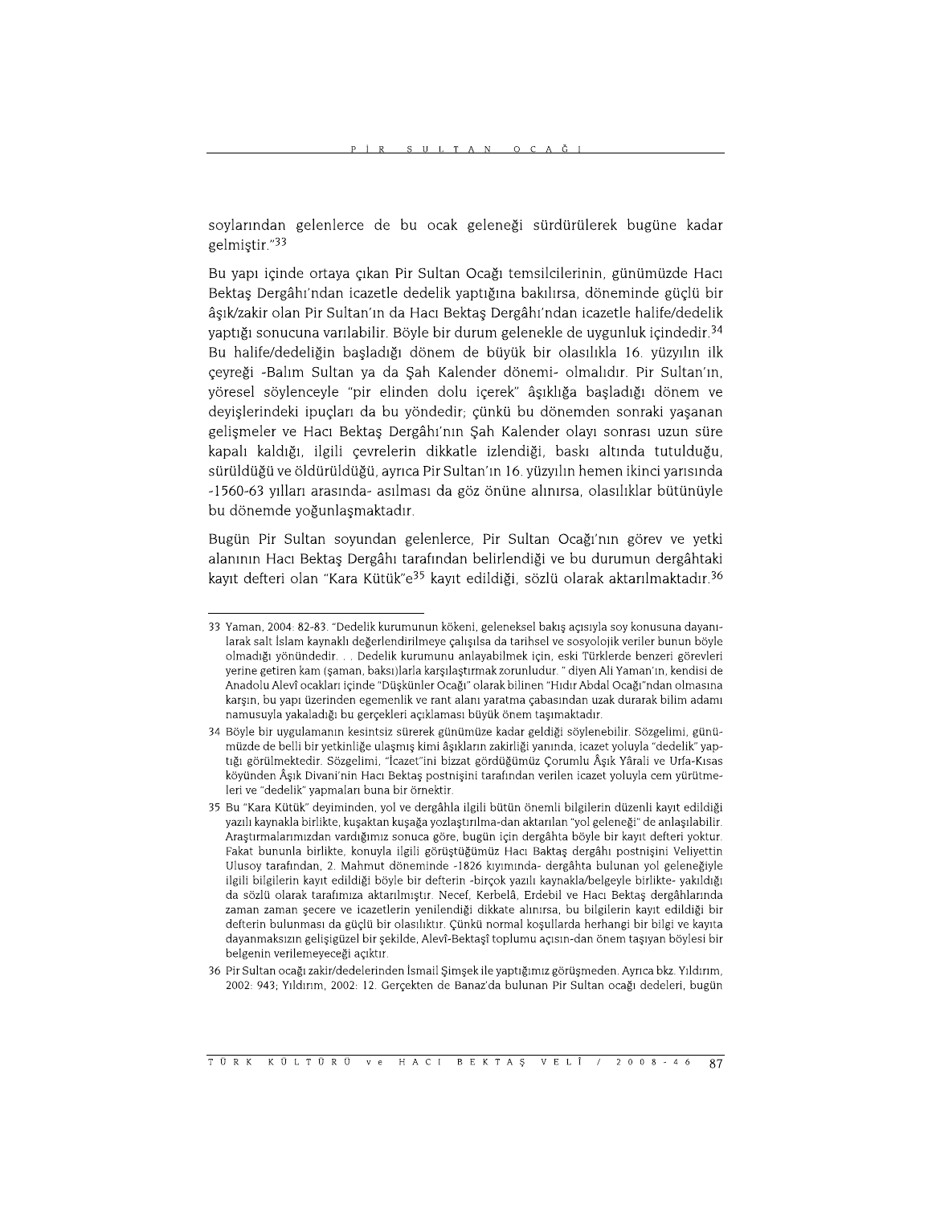soylarından gelenlerce de bu ocak geleneği sürdürülerek bugüne kadar gelmiştir."[33]

Bu yapı içinde ortaya çıkan Pir Sultan Ocağı temsilcilerinin, günümüzde Hacı Bektaş Dergâhı'ndan icazetle dedelik yaptığına bakılırsa, döneminde güçlü bir âşık/zakir olan Pir Sultan'ın da Hacı Bektaş Dergâhı'ndan icazetle halife/dedelik yaptığı sonucuna varılabilir. Böyle bir durum gelenekle de uygunluk içindedir.[34] Bu halife/dedeliğin başladığı dönem de büyük bir olasılıkla 16. yüzyılın ilk çeyreği -Balım Sultan ya da Şah Kalender dönemi- olmalıdır. Pir Sultan'ın, yöresel söylenceyle "pir elinden dolu içerek" âşıklığa başladığı dönem ve deyişlerindeki ipuçları da bu yöndedir; çünkü bu dönemden sonraki yaşanan gelişmeler ve Hacı Bektaş Dergâhı'nın Şah Kalender olayı sonrası uzun süre kapalı kaldığı, ilgili çevrelerin dikkatle izlendiği, baskı altında tutulduğu, sürüldüğü ve öldürüldüğü, ayrıca Pir Sultan'ın 16. yüzyılın hemen ikinci yarısında -1560-63 yılları arasında- asılması da göz önüne alınırsa, olasılıklar bütünüyle bu dönemde yoğunlaşmaktadır.

Bugün Pir Sultan soyundan gelenlerce, Pir Sultan Ocağı'nın görev ve yetki alanının Hacı Bektaş Dergâhı tarafından belirlendiği ve bu durumun dergâhtaki kayıt defteri olan "Kara Kütük"e[35] kayıt edildiği, sözlü olarak aktarılmaktadır.[36]

---

33 Yaman, 2004: 82-83. "Dedelik kurumunun kökeni, geleneksel bakış açısıyla soy konusuna dayanılarak salt İslam kaynaklı değerlendirilmeye çalışılsa da tarihsel ve sosyolojik veriler bunun böyle olmadığı yönündedir. . . Dedelik kurumunu anlayabilmek için, eski Türklerde benzeri görevleri yerine getiren kam (şaman, baksı)larla karşılaştırmak zorunludur. " diyen Ali Yaman'ın, kendisi de Anadolu Alevî ocakları içinde "Düşkünler Ocağı" olarak bilinen "Hıdır Abdal Ocağı"ndan olmasına karşın, bu yapı üzerinden egemenlik ve rant alanı yaratma çabasından uzak durarak bilim adamı namusuyla yakaladığı bu gerçekleri açıklaması büyük önem taşımaktadır.

34 Böyle bir uygulamanın kesintsiz sürerek günümüze kadar geldiği söylenebilir. Sözgelimi, günümüzde de belli bir yetkinliğe ulaşmış kimi âşıkların zakirliği yanında, icazet yoluyla "dedelik" yaptığı görülmektedir. Sözgelimi, "İcazet"ini bizzat gördüğümüz Çorumlu Âşık Yârali ve Urfa-Kısas köyünden Âşık Divani'nin Hacı Bektaş postnişini tarafından verilen icazet yoluyla cem yürütmeleri ve "dedelik" yapmaları buna bir örnektir.

35 Bu "Kara Kütük" deyiminden, yol ve dergâhla ilgili bütün önemli bilgilerin düzenli kayıt edildiği yazılı kaynakla birlikte, kuşaktan kuşağa yozlaştırılma-dan aktarılan "yol geleneği" de anlaşılabilir. Araştırmalarımızdan vardığımız sonuca göre, bugün için dergâhta böyle bir kayıt defteri yoktur. Fakat bununla birlikte, konuyla ilgili görüştüğümüz Hacı Baktaş dergâhı postnişini Veliyettin Ulusoy tarafından, 2. Mahmut döneminde -1826 kıyımında- dergâhta bulunan yol geleneğiyle ilgili bilgilerin kayıt edildiği böyle bir defterin -birçok yazılı kaynakla/belgeyle birlikte- yakıldığı da sözlü olarak tarafımıza aktarılmıştır. Necef, Kerbelâ, Erdebil ve Hacı Bektaş dergâhlarında zaman zaman şecere ve icazetlerin yenilendiği dikkate alınırsa, bu bilgilerin kayıt edildiği bir defterin bulunması da güçlü bir olasılıktır. Çünkü normal koşullarda herhangi bir bilgi ve kayıta dayanmaksızın gelişigüzel bir şekilde, Alevî-Bektaşî toplumu açısın-dan önem taşıyan böylesi bir belgenin verilemeyeceği açıktır.

36 Pir Sultan ocağı zakir/dedelerinden İsmail Şimşek ile yaptığımız görüşmeden. Ayrıca bkz. Yıldırım, 2002: 943; Yıldırım, 2002: 12. Gerçekten de Banaz'da bulunan Pir Sultan ocağı dedeleri, bugün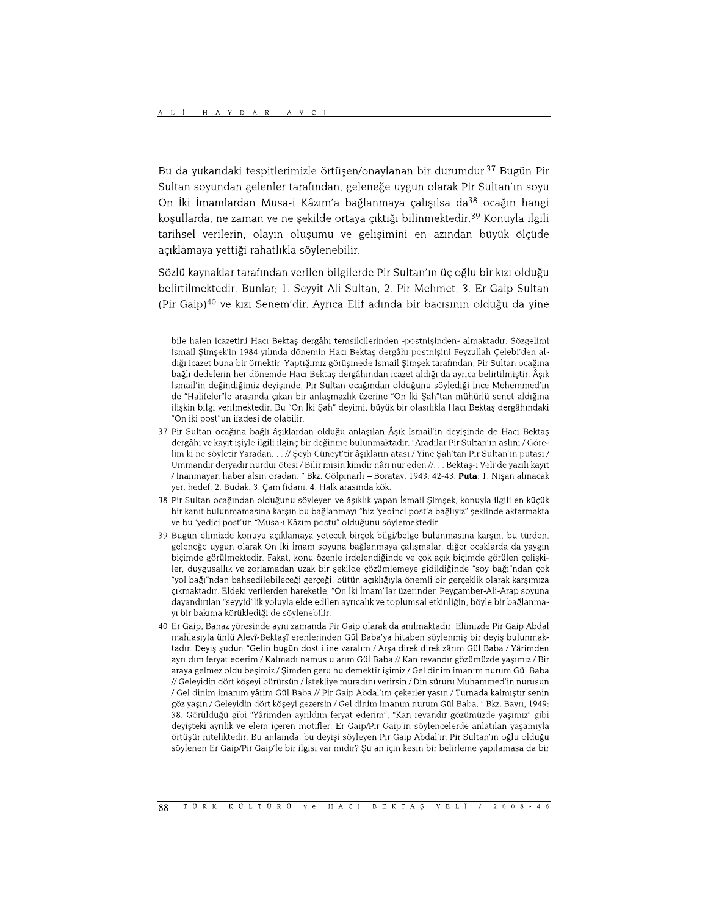Bu da yukarıdaki tespitlerimizle örtüşen/onaylanan bir durumdur.[37] Bugün Pir Sultan soyundan gelenler tarafından, geleneğe uygun olarak Pir Sultan'ın soyu On İki İmamlardan Musa-i Kâzım'a bağlanmaya çalışılsa da[38] ocağın hangi koşullarda, ne zaman ve ne şekilde ortaya çıktığı bilinmektedir.[39] Konuyla ilgili tarihsel verilerin, olayın oluşumu ve gelişimini en azından büyük ölçüde açıklamaya yettiği rahatlıkla söylenebilir.

Sözlü kaynaklar tarafından verilen bilgilerde Pir Sultan'ın üç oğlu bir kızı olduğu belirtilmektedir. Bunlar; 1. Seyyit Ali Sultan, 2. Pir Mehmet, 3. Er Gaip Sultan (Pir Gaip)[40] ve kızı Senem'dir. Ayrıca Elif adında bir bacısının olduğu da yine

---

bile halen icazetini Hacı Bektaş dergâhı temsilcilerinden -postnişinden- almaktadır. Sözgelimi İsmail Şimşek'in 1984 yılında dönemin Hacı Bektaş dergâhı postnişini Feyzullah Çelebi'den aldığı icazet buna bir örnektir. Yaptığımız görüşmede İsmail Şimşek tarafından, Pir Sultan ocağına bağlı dedelerin her dönemde Hacı Bektaş dergâhından icazet aldığı da ayrıca belirtilmiştir. Âşık İsmail'in değindiğimiz deyişinde, Pir Sultan ocağından olduğunu söylediği İnce Mehemmed'in de "Halifeler"le arasında çıkan bir anlaşmazlık üzerine "On İki Şah"tan mühürlü senet aldığına ilişkin bilgi verilmektedir. Bu "On İki Şah" deyimi, büyük bir olasılıkla Hacı Bektaş dergâhındaki "On iki post"un ifadesi de olabilir.

37 Pir Sultan ocağına bağlı âşıklardan olduğu anlaşılan Âşık İsmail'in deyişinde de Hacı Bektaş dergâhı ve kayıt işiyle ilgili ilginç bir değinme bulunmaktadır. "Aradılar Pir Sultan'ın aslını / Görelim ki ne söyletir Yaradan. . . // Şeyh Cüneyt'tir âşıkların atası / Yine Şah'tan Pir Sultan'ın putası / Ummandır deryadır nurdur ötesi / Bilir misin kimdir nârı nur eden //. . . Bektaş-ı Veli'de yazılı kayıt / İnanmayan haber alsın oradan. " Bkz. Gölpınarlı – Boratav, 1943: 42-43. **Puta**: 1. Nişan alınacak yer, hedef. 2. Budak. 3. Çam fidanı. 4. Halk arasında kök.

38 Pir Sultan ocağından olduğunu söyleyen ve âşıklık yapan İsmail Şimşek, konuyla ilgili en küçük bir kanıt bulunmamasına karşın bu bağlanmayı "biz 'yedinci post'a bağlıyız" şeklinde aktarmakta ve bu 'yedici post'un "Musa-ı Kâzım postu" olduğunu söylemektedir.

39 Bugün elimizde konuyu açıklamaya yetecek birçok bilgi/belge bulunmasına karşın, bu türden, geleneğe uygun olarak On İki İmam soyuna bağlanmaya çalışmalar, diğer ocaklarda da yaygın biçimde görülmektedir. Fakat, konu özenle irdelendiğinde ve çok açık biçimde görülen çelişkiler, duygusallık ve zorlamadan uzak bir şekilde çözümlemeye gidildiğinde "soy bağı"ndan çok "yol bağı"ndan bahsedilebileceği gerçeği, bütün açıklığıyla önemli bir gerçeklik olarak karşımıza çıkmaktadır. Eldeki verilerden hareketle, "On İki İmam"lar üzerinden Peygamber-Ali-Arap soyuna dayandırılan "seyyid"lik yoluyla elde edilen ayrıcalık ve toplumsal etkinliğin, böyle bir bağlanmayı bir bakıma körüklediği de söylenebilir.

40 Er Gaip, Banaz yöresinde aynı zamanda Pir Gaip olarak da anılmaktadır. Elimizde Pir Gaip Abdal mahlasıyla ünlü Alevî-Bektaşî erenlerinden Gül Baba'ya hitaben söylenmiş bir deyiş bulunmaktadır. Deyiş şudur: "Gelin bugün dost iline varalım / Arşa direk direk zârım Gül Baba / Yârimden ayrıldım feryat ederim / Kalmadı namus u arım Gül Baba // Kan revandır gözümüzde yaşımız / Bir araya gelmez oldu beşimiz / Şimden geru hu demektir işimiz / Gel dinim imanım nurum Gül Baba // Geleyidin dört köşeyi bürürsün / İstekliye muradını verirsin / Din süruru Muhammed'in nurusun / Gel dinim imanım yârim Gül Baba // Pir Gaip Abdal'ım çekerler yasın / Turnada kalmıştır senin göz yaşın / Geleyidin dört köşeyi gezersin / Gel dinim imanım nurum Gül Baba. " Bkz. Bayrı, 1949: 38. Görüldüğü gibi "Yârimden ayrıldım feryat ederim", "Kan revandır gözümüzde yaşımız" gibi deyişteki ayrılık ve elem içeren motifler, Er Gaip/Pir Gaip'in söylencelerde anlatılan yaşamıyla örtüşür niteliktedir. Bu anlamda, bu deyişi söyleyen Pir Gaip Abdal'ın Pir Sultan'ın oğlu olduğu söylenen Er Gaip/Pir Gaip'le bir ilgisi var mıdır? Şu an için kesin bir belirleme yapılamasa da bir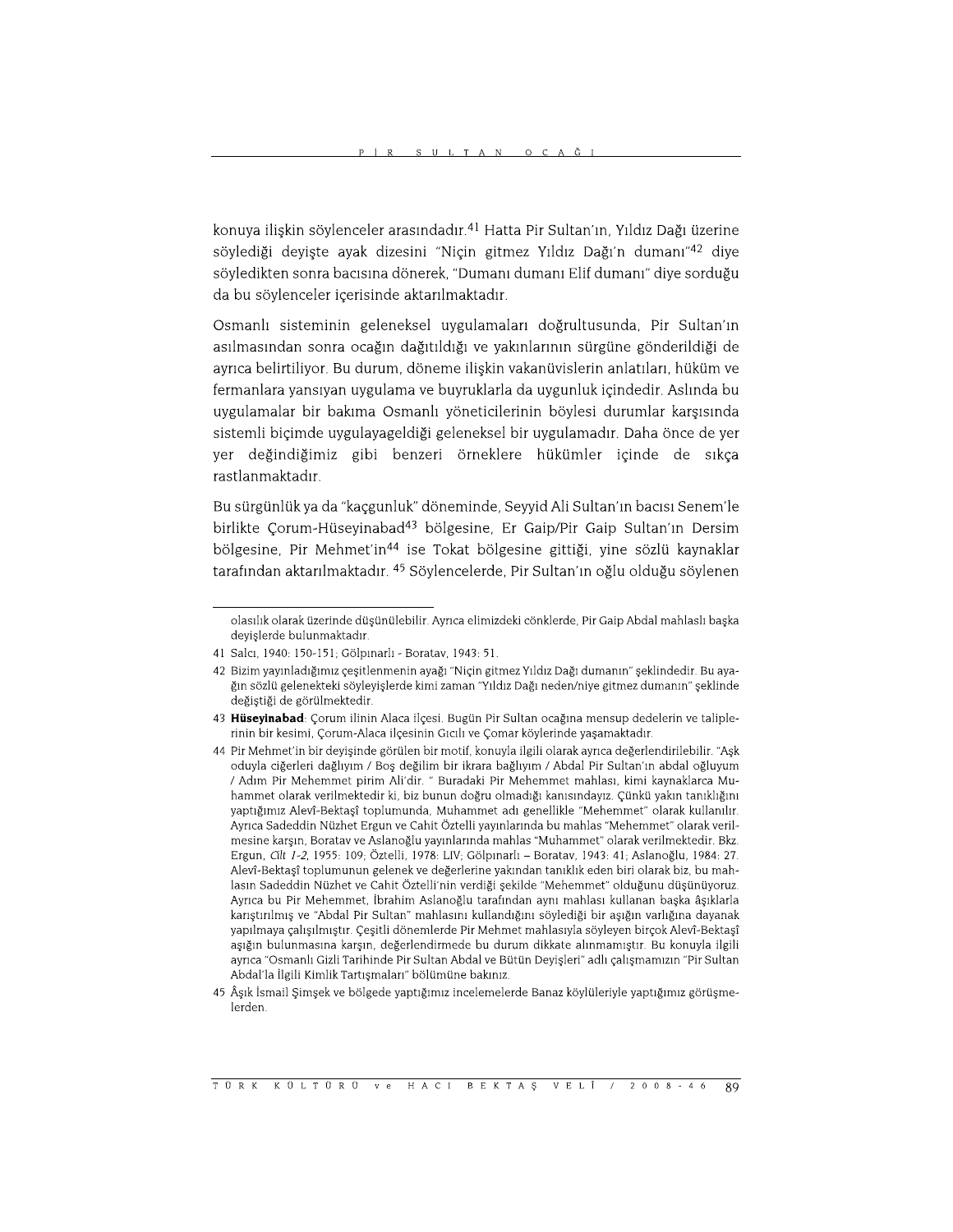konuya ilişkin söylenceler arasındadır.[41] Hatta Pir Sultan'ın, Yıldız Dağı üzerine söylediği deyişte ayak dizesini "Niçin gitmez Yıldız Dağı'n dumanı"[42] diye söyledikten sonra bacısına dönerek, "Dumanı dumanı Elif dumanı" diye sorduğu da bu söylenceler içerisinde aktarılmaktadır.

Osmanlı sisteminin geleneksel uygulamaları doğrultusunda, Pir Sultan'ın asılmasından sonra ocağın dağıtıldığı ve yakınlarının sürgüne gönderildiği de ayrıca belirtiliyor. Bu durum, döneme ilişkin vakanüvislerin anlatıları, hüküm ve fermanlara yansıyan uygulama ve buyruklarla da uygunluk içindedir. Aslında bu uygulamalar bir bakıma Osmanlı yöneticilerinin böylesi durumlar karşısında sistemli biçimde uygulayageldiği geleneksel bir uygulamadır. Daha önce de yer yer değindiğimiz gibi benzeri örneklere hükümler içinde de sıkça rastlanmaktadır.

Bu sürgünlük ya da "kaçgunluk" döneminde, Seyyid Ali Sultan'ın bacısı Senem'le birlikte Çorum-Hüseyinabad[43] bölgesine, Er Gaip/Pir Gaip Sultan'ın Dersim bölgesine, Pir Mehmet'in[44] ise Tokat bölgesine gittiği, yine sözlü kaynaklar tarafından aktarılmaktadır. [45] Söylencelerde, Pir Sultan'ın oğlu olduğu söylenen

---

olasılık olarak üzerinde düşünülebilir. Ayrıca elimizdeki cönklerde, Pir Gaip Abdal mahlaslı başka deyişlerde bulunmaktadır.

41 Salcı, 1940: 150-151; Gölpınarlı - Boratav, 1943: 51.

42 Bizim yayınladığımız çeşitlenmenin ayağı "Niçin gitmez Yıldız Dağı dumanın" şeklindedir. Bu ayağın sözlü gelenekteki söyleyişlerde kimi zaman "Yıldız Dağı neden/niye gitmez dumanın" şeklinde değiştiği de görülmektedir.

43 **Hüseyinabad**: Çorum ilinin Alaca ilçesi. Bugün Pir Sultan ocağına mensup dedelerin ve taliplerinin bir kesimi, Çorum-Alaca ilçesinin Gıcılı ve Çomar köylerinde yaşamaktadır.

44 Pir Mehmet'in bir deyişinde görülen bir motif, konuyla ilgili olarak ayrıca değerlendirilebilir. "Aşk oduyla ciğerleri dağlıyım / Boş değilim bir ikrara bağlıyım / Abdal Pir Sultan'ın abdal oğluyum / Adım Pir Mehemmet pirim Ali'dir. " Buradaki Pir Mehemmet mahlası, kimi kaynaklarca Muhammet olarak verilmektedir ki, biz bunun doğru olmadığı kanısındayız. Çünkü yakın tanıklığını yaptığımız Alevî-Bektaşî toplumunda, Muhammet adı genellikle "Mehemmet" olarak kullanılır. Ayrıca Sadeddin Nüzhet Ergun ve Cahit Öztelli yayınlarında bu mahlas "Mehemmet" olarak verilmesine karşın, Boratav ve Aslanoğlu yayınlarında mahlas "Muhammet" olarak verilmektedir. Bkz. Ergun, *Cilt 1-2*, 1955: 109; Öztelli, 1978: LIV; Gölpınarlı – Boratav, 1943: 41; Aslanoğlu, 1984: 27. Alevî-Bektaşî toplumunun gelenek ve değerlerine yakından tanıklık eden biri olarak biz, bu mahlasın Sadeddin Nüzhet ve Cahit Öztelli'nin verdiği şekilde "Mehemmet" olduğunu düşünüyoruz. Ayrıca bu Pir Mehemmet, İbrahim Aslanoğlu tarafından aynı mahlası kullanan başka âşıklarla karıştırılmış ve "Abdal Pir Sultan" mahlasını kullandığını söylediği bir aşığın varlığına dayanak yapılmaya çalışılmıştır. Çeşitli dönemlerde Pir Mehmet mahlasıyla söyleyen birçok Alevî-Bektaşî aşığın bulunmasına karşın, değerlendirmede bu durum dikkate alınmamıştır. Bu konuyla ilgili ayrıca "Osmanlı Gizli Tarihinde Pir Sultan Abdal ve Bütün Deyişleri" adlı çalışmamızın "Pir Sultan Abdal'la İlgili Kimlik Tartışmaları" bölümüne bakınız.

45 Âşık İsmail Şimşek ve bölgede yaptığımız incelemelerde Banaz köylüleriyle yaptığımız görüşmelerden.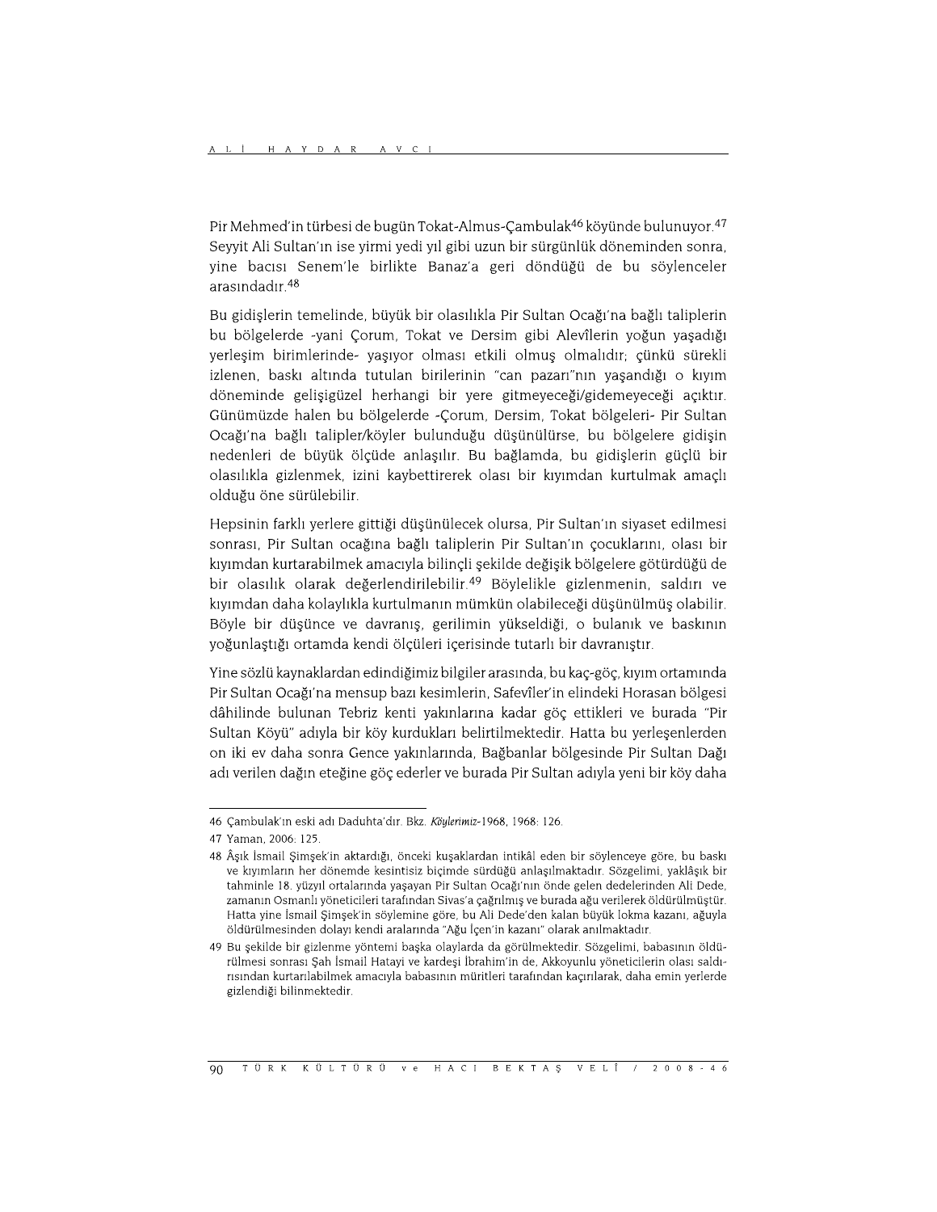Pir Mehmed'in türbesi de bugün Tokat-Almus-Çambulak[46] köyünde bulunuyor.[47] Seyyit Ali Sultan'ın ise yirmi yedi yıl gibi uzun bir sürgünlük döneminden sonra, yine bacısı Senem'le birlikte Banaz'a geri döndüğü de bu söylenceler arasındadır.[48]

Bu gidişlerin temelinde, büyük bir olasılıkla Pir Sultan Ocağı'na bağlı taliplerin bu bölgelerde -yani Çorum, Tokat ve Dersim gibi Alevîlerin yoğun yaşadığı yerleşim birimlerinde- yaşıyor olması etkili olmuş olmalıdır; çünkü sürekli izlenen, baskı altında tutulan birilerinin "can pazarı"nın yaşandığı o kıyım döneminde gelişigüzel herhangi bir yere gitmeyeceği/gidemeyeceği açıktır. Günümüzde halen bu bölgelerde -Çorum, Dersim, Tokat bölgeleri- Pir Sultan Ocağı'na bağlı talipler/köyler bulunduğu düşünülürse, bu bölgelere gidişin nedenleri de büyük ölçüde anlaşılır. Bu bağlamda, bu gidişlerin güçlü bir olasılıkla gizlenmek, izini kaybettirerek olası bir kıyımdan kurtulmak amaçlı olduğu öne sürülebilir.

Hepsinin farklı yerlere gittiği düşünülecek olursa, Pir Sultan'ın siyaset edilmesi sonrası, Pir Sultan ocağına bağlı taliplerin Pir Sultan'ın çocuklarını, olası bir kıyımdan kurtarabilmek amacıyla bilinçli şekilde değişik bölgelere götürdüğü de bir olasılık olarak değerlendirilebilir.[49] Böylelikle gizlenmenin, saldırı ve kıyımdan daha kolaylıkla kurtulmanın mümkün olabileceği düşünülmüş olabilir. Böyle bir düşünce ve davranış, gerilimin yükseldiği, o bulanık ve baskının yoğunlaştığı ortamda kendi ölçüleri içerisinde tutarlı bir davranıştır.

Yine sözlü kaynaklardan edindiğimiz bilgiler arasında, bu kaç-göç, kıyım ortamında Pir Sultan Ocağı'na mensup bazı kesimlerin, Safevîler'in elindeki Horasan bölgesi dâhilinde bulunan Tebriz kenti yakınlarına kadar göç ettikleri ve burada "Pir Sultan Köyü" adıyla bir köy kurdukları belirtilmektedir. Hatta bu yerleşenlerden on iki ev daha sonra Gence yakınlarında, Bağbanlar bölgesinde Pir Sultan Dağı adı verilen dağın eteğine göç ederler ve burada Pir Sultan adıyla yeni bir köy daha

---

46 Çambulak'ın eski adı Daduhta'dır. Bkz. *Köylerimiz-1968*, 1968: 126.

47 Yaman, 2006: 125.

48 Âşık İsmail Şimşek'in aktardığı, önceki kuşaklardan intikâl eden bir söylenceye göre, bu baskı ve kıyımların her dönemde kesintisiz biçimde sürdüğü anlaşılmaktadır. Sözgelimi, yaklâşık bir tahminle 18. yüzyıl ortalarında yaşayan Pir Sultan Ocağı'nın önde gelen dedelerinden Ali Dede, zamanın Osmanlı yöneticileri tarafından Sivas'a çağrılmış ve burada ağu verilerek öldürülmüştür. Hatta yine İsmail Şimşek'in söylemine göre, bu Ali Dede'den kalan büyük lokma kazanı, ağuyla öldürülmesinden dolayı kendi aralarında "Ağu İçen'in kazanı" olarak anılmaktadır.

49 Bu şekilde bir gizlenme yöntemi başka olaylarda da görülmektedir. Sözgelimi, babasının öldürülmesi sonrası Şah İsmail Hatayi ve kardeşi İbrahim'in de, Akkoyunlu yöneticilerin olası saldırısından kurtarılabilmek amacıyla babasının müritleri tarafından kaçırılarak, daha emin yerlerde gizlendiği bilinmektedir.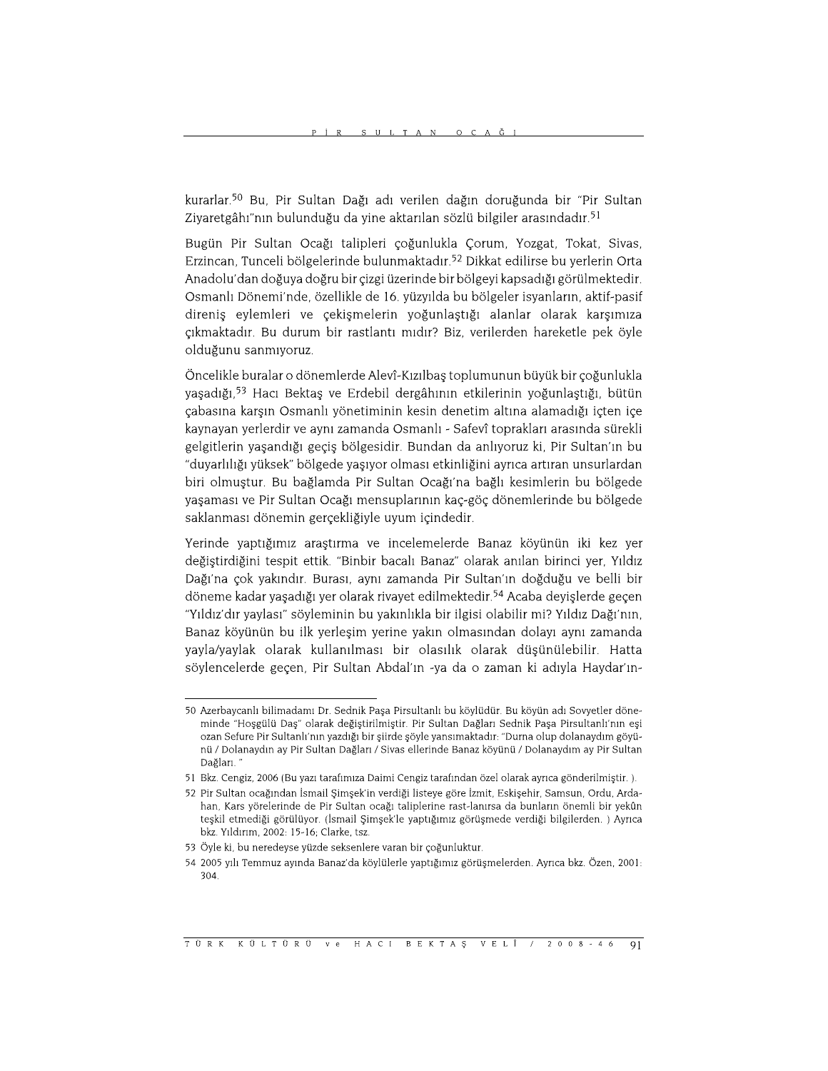kurarlar.[50] Bu, Pir Sultan Dağı adı verilen dağın doruğunda bir "Pir Sultan Ziyaretgâhı"nın bulunduğu da yine aktarılan sözlü bilgiler arasındadır.[51]

Bugün Pir Sultan Ocağı talipleri çoğunlukla Çorum, Yozgat, Tokat, Sivas, Erzincan, Tunceli bölgelerinde bulunmaktadır.[52] Dikkat edilirse bu yerlerin Orta Anadolu'dan doğuya doğru bir çizgi üzerinde bir bölgeyi kapsadığı görülmektedir. Osmanlı Dönemi'nde, özellikle de 16. yüzyılda bu bölgeler isyanların, aktif-pasif direniş eylemleri ve çekişmelerin yoğunlaştığı alanlar olarak karşımıza çıkmaktadır. Bu durum bir rastlantı mıdır? Biz, verilerden hareketle pek öyle olduğunu sanmıyoruz.

Öncelikle buralar o dönemlerde Alevî-Kızılbaş toplumunun büyük bir çoğunlukla yaşadığı,[53] Hacı Bektaş ve Erdebil dergâhının etkilerinin yoğunlaştığı, bütün çabasına karşın Osmanlı yönetiminin kesin denetim altına alamadığı içten içe kaynayan yerlerdir ve aynı zamanda Osmanlı - Safevî toprakları arasında sürekli gelgitlerin yaşandığı geçiş bölgesidir. Bundan da anlıyoruz ki, Pir Sultan'ın bu "duyarlılığı yüksek" bölgede yaşıyor olması etkinliğini ayrıca artıran unsurlardan biri olmuştur. Bu bağlamda Pir Sultan Ocağı'na bağlı kesimlerin bu bölgede yaşaması ve Pir Sultan Ocağı mensuplarının kaç-göç dönemlerinde bu bölgede saklanması dönemin gerçekliğiyle uyum içindedir.

Yerinde yaptığımız araştırma ve incelemelerde Banaz köyünün iki kez yer değiştirdiğini tespit ettik. "Binbir bacalı Banaz" olarak anılan birinci yer, Yıldız Dağı'na çok yakındır. Burası, aynı zamanda Pir Sultan'ın doğduğu ve belli bir döneme kadar yaşadığı yer olarak rivayet edilmektedir.[54] Acaba deyişlerde geçen "Yıldız'dır yaylası" söyleminin bu yakınlıkla bir ilgisi olabilir mi? Yıldız Dağı'nın, Banaz köyünün bu ilk yerleşim yerine yakın olmasından dolayı aynı zamanda yayla/yaylak olarak kullanılması bir olasılık olarak düşünülebilir. Hatta söylencelerde geçen, Pir Sultan Abdal'ın -ya da o zaman ki adıyla Haydar'ın-

---

50 Azerbaycanlı bilimadamı Dr. Sednik Paşa Pirsultanlı bu köylüdür. Bu köyün adı Sovyetler döneminde "Hoşgülü Daş" olarak değiştirilmiştir. Pir Sultan Dağları Sednik Paşa Pirsultanlı'nın eşi ozan Sefure Pir Sultanlı'nın yazdığı bir şiirde şöyle yansımaktadır: "Durna olup dolanaydım göyünü / Dolanaydın ay Pir Sultan Dağları / Sivas ellerinde Banaz köyünü / Dolanaydım ay Pir Sultan Dağları. "

51 Bkz. Cengiz, 2006 (Bu yazı tarafımıza Daimi Cengiz tarafından özel olarak ayrıca gönderilmiştir. ).

52 Pir Sultan ocağından İsmail Şimşek'in verdiği listeye göre İzmit, Eskişehir, Samsun, Ordu, Ardahan, Kars yörelerinde de Pir Sultan ocağı taliplerine rast-lanırsa da bunların önemli bir yekûn teşkil etmediği görülüyor. (İsmail Şimşek'le yaptığımız görüşmede verdiği bilgilerden. ) Ayrıca bkz. Yıldırım, 2002: 15-16; Clarke, tsz.

53 Öyle ki, bu neredeyse yüzde seksenlere varan bir çoğunluktur.

54 2005 yılı Temmuz ayında Banaz'da köylülerle yaptığımız görüşmelerden. Ayrıca bkz. Özen, 2001: 304.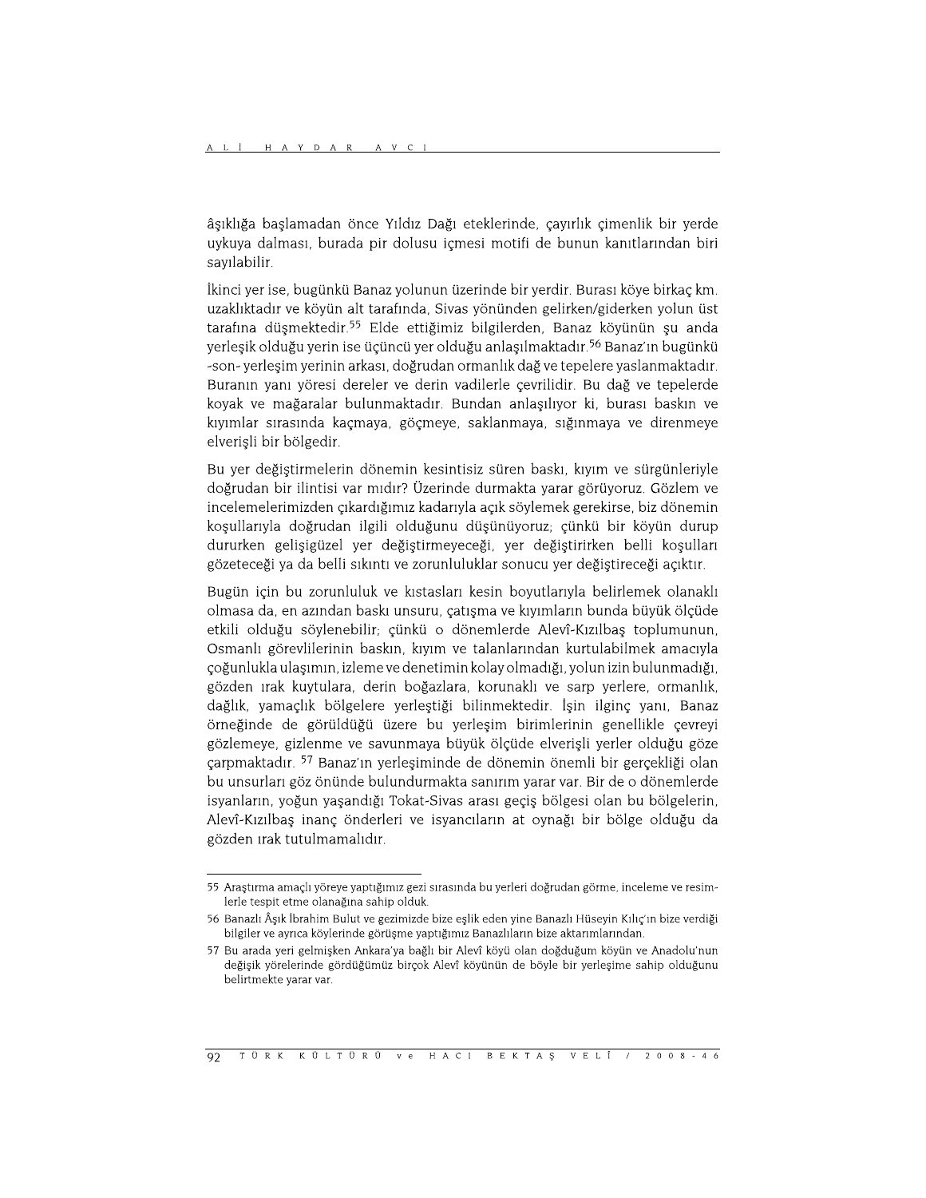âşıklığa başlamadan önce Yıldız Dağı eteklerinde, çayırlık çimenlik bir yerde uykuya dalması, burada pir dolusu içmesi motifi de bunun kanıtlarından biri sayılabilir.

İkinci yer ise, bugünkü Banaz yolunun üzerinde bir yerdir. Burası köye birkaç km. uzaklıktadır ve köyün alt tarafında, Sivas yönünden gelirken/giderken yolun üst tarafına düşmektedir.[55] Elde ettiğimiz bilgilerden, Banaz köyünün şu anda yerleşik olduğu yerin ise üçüncü yer olduğu anlaşılmaktadır.[56] Banaz'ın bugünkü -son- yerleşim yerinin arkası, doğrudan ormanlık dağ ve tepelere yaslanmaktadır. Buranın yanı yöresi dereler ve derin vadilerle çevrilidir. Bu dağ ve tepelerde koyak ve mağaralar bulunmaktadır. Bundan anlaşılıyor ki, burası baskın ve kıyımlar sırasında kaçmaya, göçmeye, saklanmaya, sığınmaya ve direnmeye elverişli bir bölgedir.

Bu yer değiştirmelerin dönemin kesintisiz süren baskı, kıyım ve sürgünleriyle doğrudan bir ilintisi var mıdır? Üzerinde durmakta yarar görüyoruz. Gözlem ve incelemelerimizden çıkardığımız kadarıyla açık söylemek gerekirse, biz dönemin koşullarıyla doğrudan ilgili olduğunu düşünüyoruz; çünkü bir köyün durup dururken gelişigüzel yer değiştirmeyeceği, yer değiştirirken belli koşulları gözeteceği ya da belli sıkıntı ve zorunluluklar sonucu yer değiştireceği açıktır.

Bugün için bu zorunluluk ve kıstasları kesin boyutlarıyla belirlemek olanaklı olmasa da, en azından baskı unsuru, çatışma ve kıyımların bunda büyük ölçüde etkili olduğu söylenebilir; çünkü o dönemlerde Alevî-Kızılbaş toplumunun, Osmanlı görevlilerinin baskın, kıyım ve talanlarından kurtulabilmek amacıyla çoğunlukla ulaşımın, izleme ve denetimin kolay olmadığı, yolun izin bulunmadığı, gözden ırak kuytulara, derin boğazlara, korunaklı ve sarp yerlere, ormanlık, dağlık, yamaçlık bölgelere yerleştiği bilinmektedir. İşin ilginç yanı, Banaz örneğinde de görüldüğü üzere bu yerleşim birimlerinin genellikle çevreyi gözlemeye, gizlenme ve savunmaya büyük ölçüde elverişli yerler olduğu göze çarpmaktadır. [57] Banaz'ın yerleşiminde de dönemin önemli bir gerçekliği olan bu unsurları göz önünde bulundurmakta sanırım yarar var. Bir de o dönemlerde isyanların, yoğun yaşandığı Tokat-Sivas arası geçiş bölgesi olan bu bölgelerin, Alevî-Kızılbaş inanç önderleri ve isyancıların at oynağı bir bölge olduğu da gözden ırak tutulmamalıdır.

---

55 Araştırma amaçlı yöreye yaptığımız gezi sırasında bu yerleri doğrudan görme, inceleme ve resimlerle tespit etme olanağına sahip olduk.

56 Banazlı Âşık İbrahim Bulut ve gezimizde bize eşlik eden yine Banazlı Hüseyin Kılıç'ın bize verdiği bilgiler ve ayrıca köylerinde görüşme yaptığımız Banazlıların bize aktarımlarından.

57 Bu arada yeri gelmişken Ankara'ya bağlı bir Alevî köyü olan doğduğum köyün ve Anadolu'nun değişik yörelerinde gördüğümüz birçok Alevî köyünün de böyle bir yerleşime sahip olduğunu belirtmekte yarar var.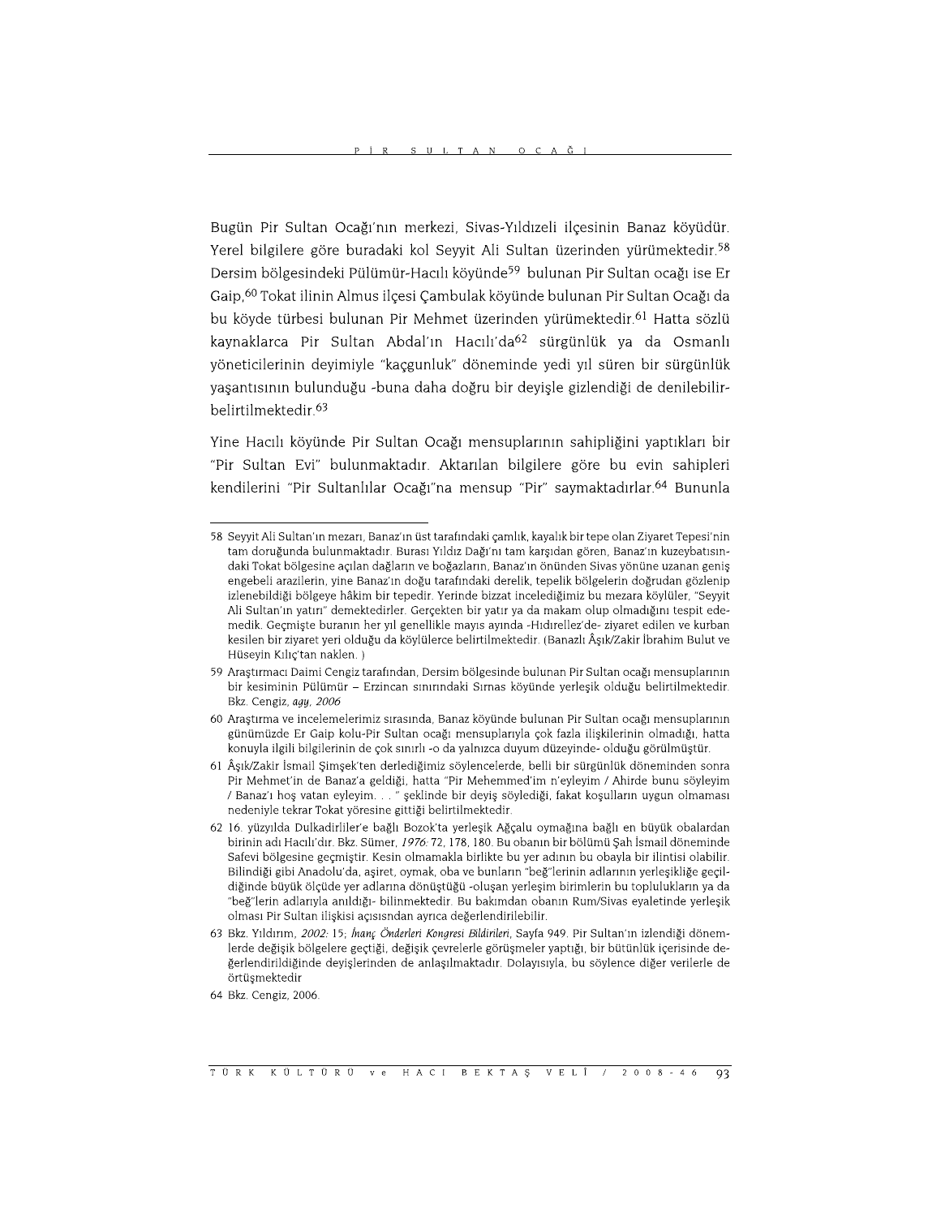Bugün Pir Sultan Ocağı'nın merkezi, Sivas-Yıldızeli ilçesinin Banaz köyüdür. Yerel bilgilere göre buradaki kol Seyyit Ali Sultan üzerinden yürümektedir.[58] Dersim bölgesindeki Pülümür-Hacılı köyünde[59] bulunan Pir Sultan ocağı ise Er Gaip,[60] Tokat ilinin Almus ilçesi Çambulak köyünde bulunan Pir Sultan Ocağı da bu köyde türbesi bulunan Pir Mehmet üzerinden yürümektedir.[61] Hatta sözlü kaynaklarca Pir Sultan Abdal'ın Hacılı'da[62] sürgünlük ya da Osmanlı yöneticilerinin deyimiyle "kaçgunluk" döneminde yedi yıl süren bir sürgünlük yaşantısının bulunduğu -buna daha doğru bir deyişle gizlendiği de denilebilir- belirtilmektedir.[63]

Yine Hacılı köyünde Pir Sultan Ocağı mensuplarının sahipliğini yaptıkları bir "Pir Sultan Evi" bulunmaktadır. Aktarılan bilgilere göre bu evin sahipleri kendilerini "Pir Sultanlılar Ocağı"na mensup "Pir" saymaktadırlar.[64] Bununla

---

58 Seyyit Ali Sultan'ın mezarı, Banaz'ın üst tarafındaki çamlık, kayalık bir tepe olan Ziyaret Tepesi'nin tam doruğunda bulunmaktadır. Burası Yıldız Dağı'nı tam karşıdan gören, Banaz'ın kuzeybatısındaki Tokat bölgesine açılan dağların ve boğazların, Banaz'ın önünden Sivas yönüne uzanan geniş engebeli arazilerin, yine Banaz'ın doğu tarafındaki derelik, tepelik bölgelerin doğrudan gözlenip izlenebildiği bölgeye hâkim bir tepedir. Yerinde bizzat incelediğimiz bu mezara köylüler, "Seyyit Ali Sultan'ın yatırı" demektedirler. Gerçekten bir yatır ya da makam olup olmadığını tespit edemedik. Geçmişte buranın her yıl genellikle mayıs ayında -Hıdırellez'de- ziyaret edilen ve kurban kesilen bir ziyaret yeri olduğu da köylülerce belirtilmektedir. (Banazlı Âşık/Zakir İbrahim Bulut ve Hüseyin Kılıç'tan naklen. )

59 Araştırmacı Daimi Cengiz tarafından, Dersim bölgesinde bulunan Pir Sultan ocağı mensuplarının bir kesiminin Pülümür – Erzincan sınırındaki Sırnas köyünde yerleşik olduğu belirtilmektedir. Bkz. Cengiz, *agy, 2006*

60 Araştırma ve incelemelerimiz sırasında, Banaz köyünde bulunan Pir Sultan ocağı mensuplarının günümüzde Er Gaip kolu-Pir Sultan ocağı mensuplarıyla çok fazla ilişkilerinin olmadığı, hatta konuyla ilgili bilgilerinin de çok sınırlı -o da yalnızca duyum düzeyinde- olduğu görülmüştür.

61 Âşık/Zakir İsmail Şimşek'ten derlediğimiz söylencelerde, belli bir sürgünlük döneminden sonra Pir Mehmet'in de Banaz'a geldiği, hatta "Pir Mehemmed'im n'eyleyim / Ahirde bunu söyleyim / Banaz'ı hoş vatan eyleyim. . . " şeklinde bir deyiş söylediği, fakat koşulların uygun olmaması nedeniyle tekrar Tokat yöresine gittiği belirtilmektedir.

62 16. yüzyılda Dulkadirliler'e bağlı Bozok'ta yerleşik Ağçalu oymağına bağlı en büyük obalardan birinin adı Hacılı'dır. Bkz. Sümer, *1976:* 72, 178, 180. Bu obanın bir bölümü Şah İsmail döneminde Safevi bölgesine geçmiştir. Kesin olmamakla birlikte bu yer adının bu obayla bir ilintisi olabilir. Bilindiği gibi Anadolu'da, aşiret, oymak, oba ve bunların "beğ"lerinin adlarının yerleşikliğe geçildiğinde büyük ölçüde yer adlarına dönüştüğü -oluşan yerleşim birimlerin bu toplulukların ya da "beğ"lerin adlarıyla anıldığı- bilinmektedir. Bu bakımdan obanın Rum/Sivas eyaletinde yerleşik olması Pir Sultan ilişkisi açısısından ayrıca değerlendirilebilir.

63 Bkz. Yıldırım, *2002:* 15; *İnanç Önderleri Kongresi Bildirileri*, Sayfa 949. Pir Sultan'ın izlendiği dönemlerde değişik bölgelere geçtiği, değişik çevrelerle görüşmeler yaptığı, bir bütünlük içerisinde değerlendirildiğinde deyişlerinden de anlaşılmaktadır. Dolayısıyla, bu söylence diğer verilerle de örtüşmektedir

64 Bkz. Cengiz, 2006.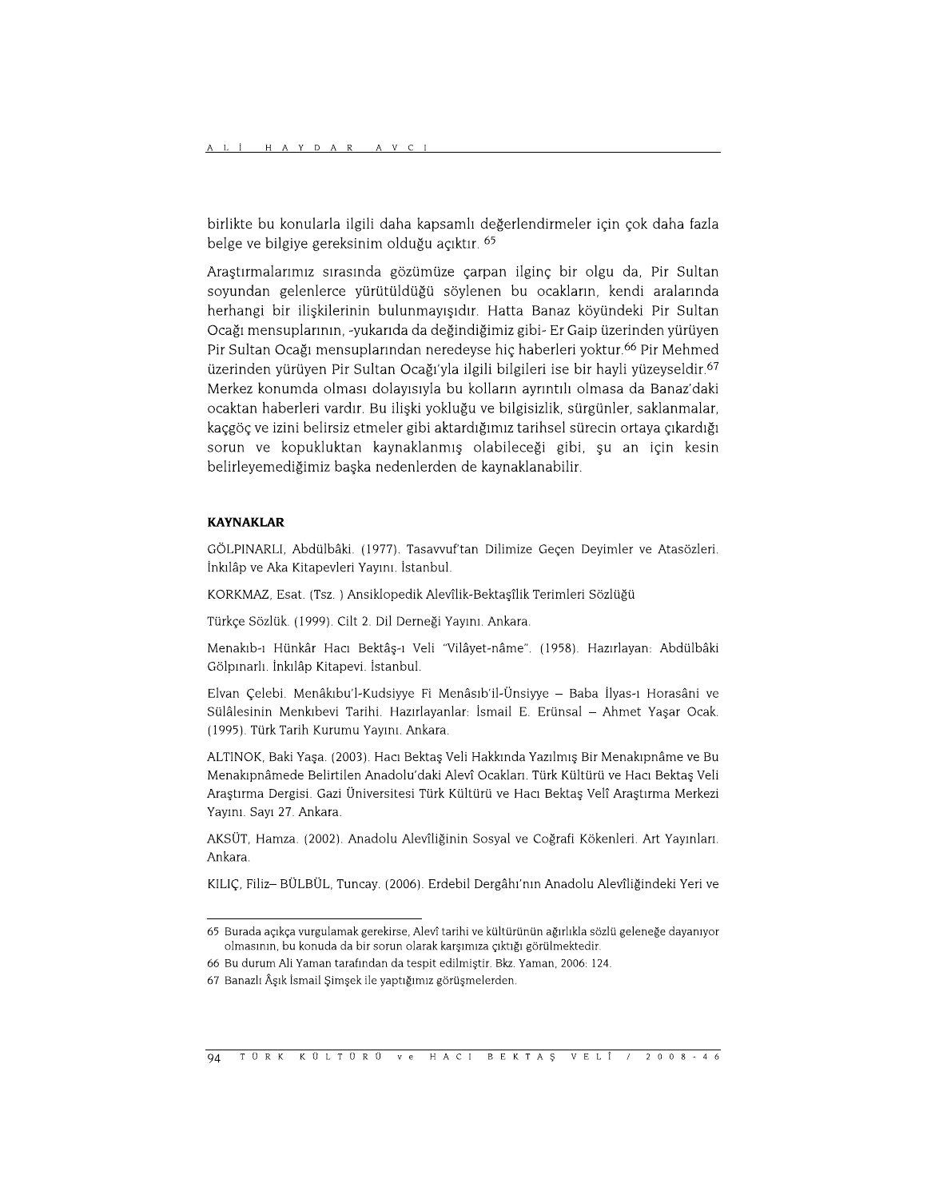birlikte bu konularla ilgili daha kapsamlı değerlendirmeler için çok daha fazla belge ve bilgiye gereksinim olduğu açıktır. [65]

Araştırmalarımız sırasında gözümüze çarpan ilginç bir olgu da, Pir Sultan soyundan gelenlerce yürütüldüğü söylenen bu ocakların, kendi aralarında herhangi bir ilişkilerinin bulunmayışıdır. Hatta Banaz köyündeki Pir Sultan Ocağı mensuplarının, -yukarıda da değindiğimiz gibi- Er Gaip üzerinden yürüyen Pir Sultan Ocağı mensuplarından neredeyse hiç haberleri yoktur.[66] Pir Mehmed üzerinden yürüyen Pir Sultan Ocağı'yla ilgili bilgileri ise bir hayli yüzeyseldir.[67] Merkez konumda olması dolayısıyla bu kolların ayrıntılı olmasa da Banaz'daki ocaktan haberleri vardır. Bu ilişki yokluğu ve bilgisizlik, sürgünler, saklanmalar, kaçgöç ve izini belirsiz etmeler gibi aktardığımız tarihsel sürecin ortaya çıkardığı sorun ve kopukluktan kaynaklanmış olabileceği gibi, şu an için kesin belirleyemediğimiz başka nedenlerden de kaynaklanabilir.

## KAYNAKLAR

GÖLPINARLI, Abdülbâki. (1977). Tasavvuf'tan Dilimize Geçen Deyimler ve Atasözleri. İnkılâp ve Aka Kitapevleri Yayını. İstanbul.

KORKMAZ, Esat. (Tsz. ) Ansiklopedik Alevîlik-Bektaşîlik Terimleri Sözlüğü

Türkçe Sözlük. (1999). Cilt 2. Dil Derneği Yayını. Ankara.

Menakıb-ı Hünkâr Hacı Bektâş-ı Veli "Vilâyet-nâme". (1958). Hazırlayan: Abdülbâki Gölpınarlı. İnkılâp Kitapevi. İstanbul.

Elvan Çelebi. Menâkıbu'l-Kudsiyye Fi Menâsıb'il-Ünsiyye – Baba İlyas-ı Horasâni ve Sülâlesinin Menkıbevi Tarihi. Hazırlayanlar: İsmail E. Erünsal – Ahmet Yaşar Ocak. (1995). Türk Tarih Kurumu Yayını. Ankara.

ALTINOK, Baki Yaşa. (2003). Hacı Bektaş Veli Hakkında Yazılmış Bir Menakıpnâme ve Bu Menakıpnâmede Belirtilen Anadolu'daki Alevî Ocakları. Türk Kültürü ve Hacı Bektaş Veli Araştırma Dergisi. Gazi Üniversitesi Türk Kültürü ve Hacı Bektaş Velî Araştırma Merkezi Yayını. Sayı 27. Ankara.

AKSÜT, Hamza. (2002). Anadolu Alevîliğinin Sosyal ve Coğrafi Kökenleri. Art Yayınları. Ankara.

KILIÇ, Filiz– BÜLBÜL, Tuncay. (2006). Erdebil Dergâhı'nın Anadolu Alevîliğindeki Yeri ve

---

65 Burada açıkça vurgulamak gerekirse, Alevî tarihi ve kültürünün ağırlıkla sözlü geleneğe dayanıyor olmasının, bu konuda da bir sorun olarak karşımıza çıktığı görülmektedir.

66 Bu durum Ali Yaman tarafından da tespit edilmiştir. Bkz. Yaman, 2006: 124.

67 Banazlı Âşık İsmail Şimşek ile yaptığımız görüşmelerden.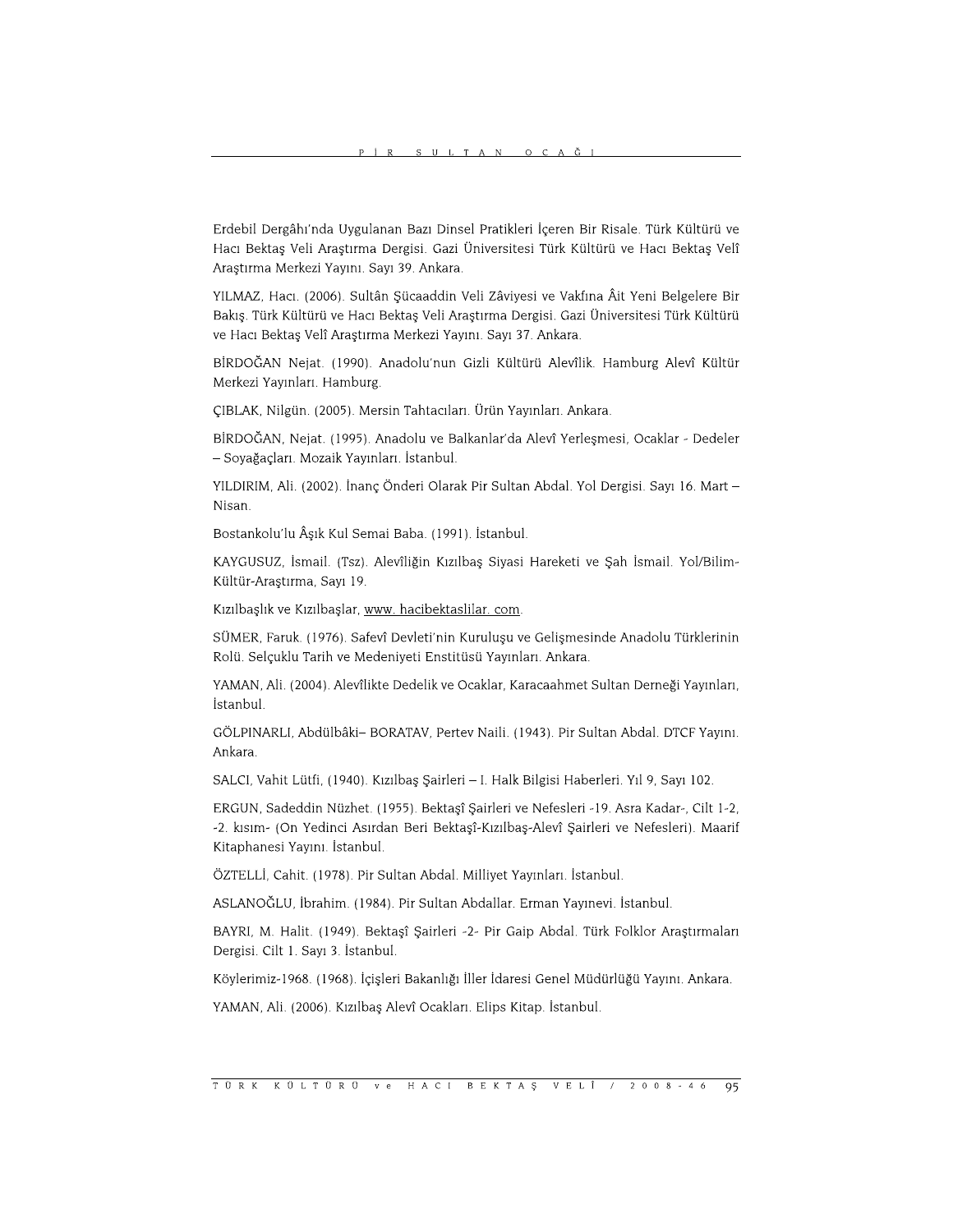Erdebil Dergâhı'nda Uygulanan Bazı Dinsel Pratikleri İçeren Bir Risale. Türk Kültürü ve Hacı Bektaş Veli Araştırma Dergisi. Gazi Üniversitesi Türk Kültürü ve Hacı Bektaş Velî Araştırma Merkezi Yayını. Sayı 39. Ankara.

YILMAZ, Hacı. (2006). Sultân Şücaaddin Veli Zâviyesi ve Vakfına Âit Yeni Belgelere Bir Bakış. Türk Kültürü ve Hacı Bektaş Veli Araştırma Dergisi. Gazi Üniversitesi Türk Kültürü ve Hacı Bektaş Velî Araştırma Merkezi Yayını. Sayı 37. Ankara.

BİRDOĞAN Nejat. (1990). Anadolu'nun Gizli Kültürü Alevîlik. Hamburg Alevî Kültür Merkezi Yayınları. Hamburg.

ÇIBLAK, Nilgün. (2005). Mersin Tahtacıları. Ürün Yayınları. Ankara.

BİRDOĞAN, Nejat. (1995). Anadolu ve Balkanlar'da Alevî Yerleşmesi, Ocaklar - Dedeler – Soyağaçları. Mozaik Yayınları. İstanbul.

YILDIRIM, Ali. (2002). İnanç Önderi Olarak Pir Sultan Abdal. Yol Dergisi. Sayı 16. Mart – Nisan.

Bostankolu'lu Âşık Kul Semai Baba. (1991). İstanbul.

KAYGUSUZ, İsmail. (Tsz). Alevîliğin Kızılbaş Siyasi Hareketi ve Şah İsmail. Yol/Bilim-Kültür-Araştırma, Sayı 19.

Kızılbaşlık ve Kızılbaşlar, www. hacibektaslilar. com.

SÜMER, Faruk. (1976). Safevî Devleti'nin Kuruluşu ve Gelişmesinde Anadolu Türklerinin Rolü. Selçuklu Tarih ve Medeniyeti Enstitüsü Yayınları. Ankara.

YAMAN, Ali. (2004). Alevîlikte Dedelik ve Ocaklar, Karacaahmet Sultan Derneği Yayınları, İstanbul.

GÖLPINARLI, Abdülbâki– BORATAV, Pertev Naili. (1943). Pir Sultan Abdal. DTCF Yayını. Ankara.

SALCI, Vahit Lütfi, (1940). Kızılbaş Şairleri – I. Halk Bilgisi Haberleri. Yıl 9, Sayı 102.

ERGUN, Sadeddin Nüzhet. (1955). Bektaşî Şairleri ve Nefesleri -19. Asra Kadar-, Cilt 1-2, -2. kısım- (On Yedinci Asırdan Beri Bektaşî-Kızılbaş-Alevî Şairleri ve Nefesleri). Maarif Kitaphanesi Yayını. İstanbul.

ÖZTELLİ, Cahit. (1978). Pir Sultan Abdal. Milliyet Yayınları. İstanbul.

ASLANOĞLU, İbrahim. (1984). Pir Sultan Abdallar. Erman Yayınevi. İstanbul.

BAYRI, M. Halit. (1949). Bektaşî Şairleri -2- Pir Gaip Abdal. Türk Folklor Araştırmaları Dergisi. Cilt 1. Sayı 3. İstanbul.

Köylerimiz-1968. (1968). İçişleri Bakanlığı İller İdaresi Genel Müdürlüğü Yayını. Ankara.

YAMAN, Ali. (2006). Kızılbaş Alevî Ocakları. Elips Kitap. İstanbul.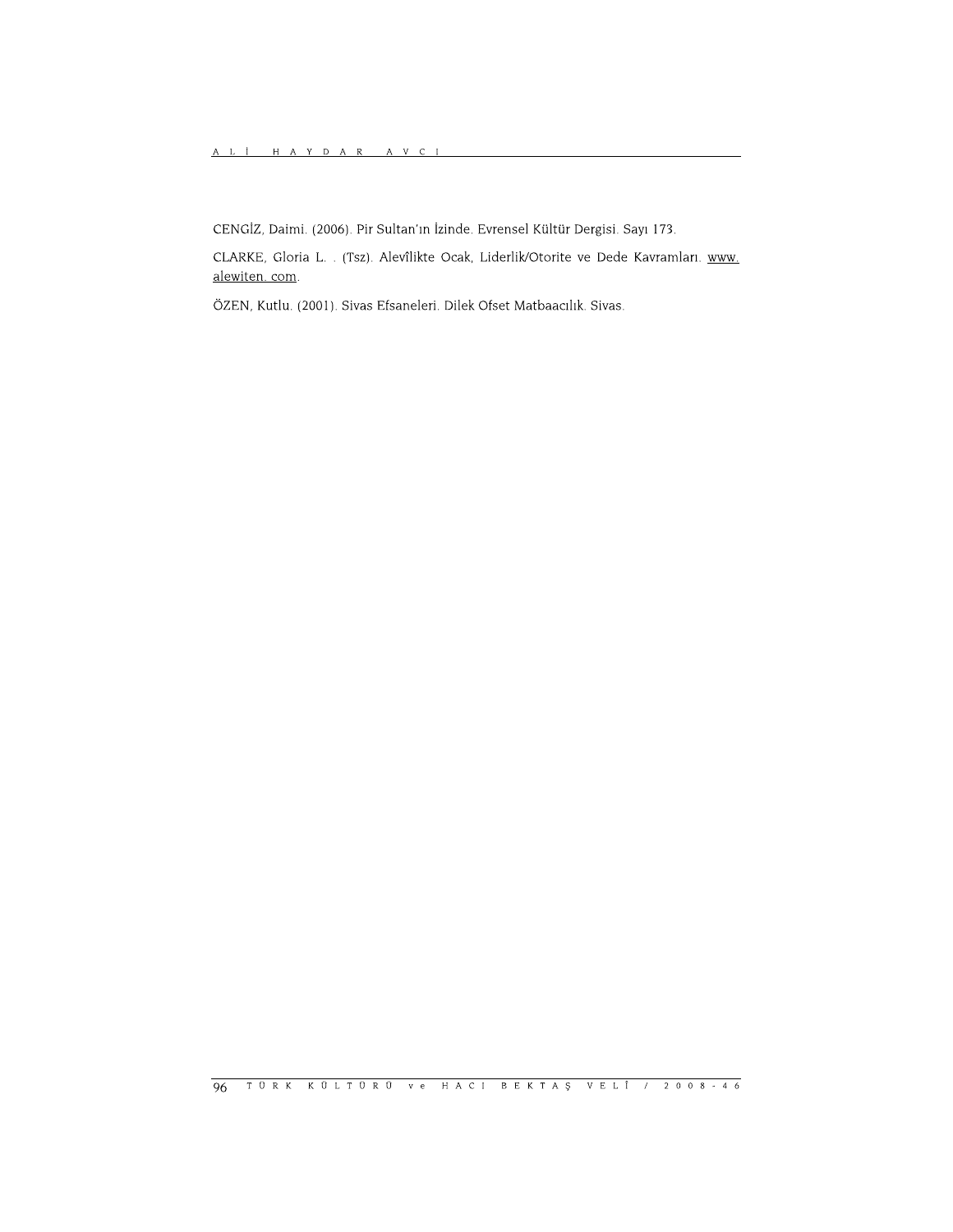CENGİZ, Daimi. (2006). Pir Sultan'ın İzinde. Evrensel Kültür Dergisi. Sayı 173.

CLARKE, Gloria L. . (Tsz). Alevîlikte Ocak, Liderlik/Otorite ve Dede Kavramları. www. alewiten. com.

ÖZEN, Kutlu. (2001). Sivas Efsaneleri. Dilek Ofset Matbaacılık. Sivas.